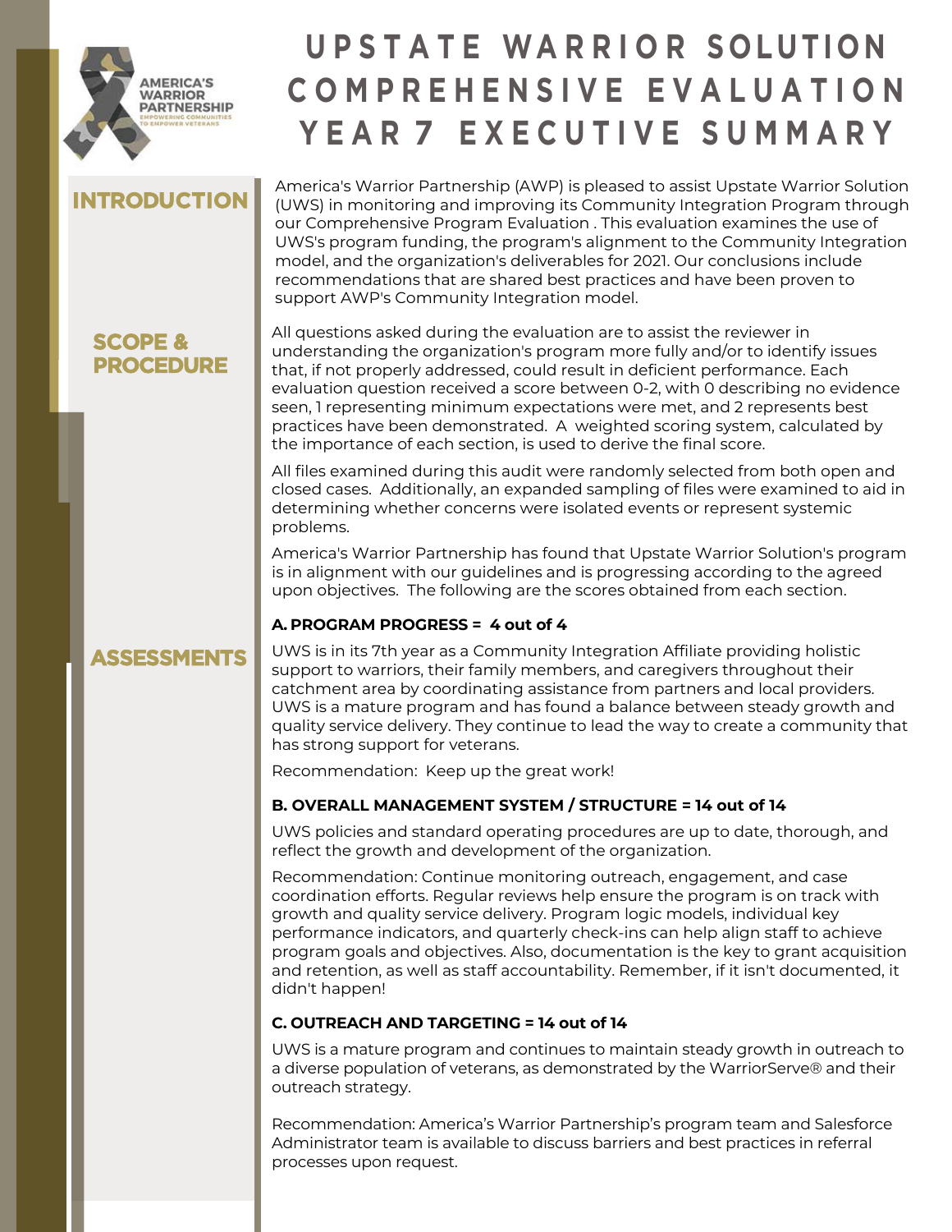AMERICA'S WARRIOR PARTNERSHIP
EMPOWERING COMMUNITIES TO EMPOWER VETERANS

# UPSTATE WARRIOR SOLUTION COMPREHENSIVE EVALUATION YEAR 7 EXECUTIVE SUMMARY

## INTRODUCTION

America's Warrior Partnership (AWP) is pleased to assist Upstate Warrior Solution (UWS) in monitoring and improving its Community Integration Program through our Comprehensive Program Evaluation . This evaluation examines the use of UWS's program funding, the program's alignment to the Community Integration model, and the organization's deliverables for 2021. Our conclusions include recommendations that are shared best practices and have been proven to support AWP's Community Integration model.

## SCOPE & PROCEDURE

All questions asked during the evaluation are to assist the reviewer in understanding the organization's program more fully and/or to identify issues that, if not properly addressed, could result in deficient performance. Each evaluation question received a score between 0-2, with 0 describing no evidence seen, 1 representing minimum expectations were met, and 2 represents best practices have been demonstrated. A weighted scoring system, calculated by the importance of each section, is used to derive the final score.

All files examined during this audit were randomly selected from both open and closed cases. Additionally, an expanded sampling of files were examined to aid in determining whether concerns were isolated events or represent systemic problems.

America's Warrior Partnership has found that Upstate Warrior Solution's program is in alignment with our guidelines and is progressing according to the agreed upon objectives. The following are the scores obtained from each section.

## ASSESSMENTS

**A. PROGRAM PROGRESS = 4 out of 4**

UWS is in its 7th year as a Community Integration Affiliate providing holistic support to warriors, their family members, and caregivers throughout their catchment area by coordinating assistance from partners and local providers. UWS is a mature program and has found a balance between steady growth and quality service delivery. They continue to lead the way to create a community that has strong support for veterans.

Recommendation: Keep up the great work!

**B. OVERALL MANAGEMENT SYSTEM / STRUCTURE = 14 out of 14**

UWS policies and standard operating procedures are up to date, thorough, and reflect the growth and development of the organization.

Recommendation: Continue monitoring outreach, engagement, and case coordination efforts. Regular reviews help ensure the program is on track with growth and quality service delivery. Program logic models, individual key performance indicators, and quarterly check-ins can help align staff to achieve program goals and objectives. Also, documentation is the key to grant acquisition and retention, as well as staff accountability. Remember, if it isn't documented, it didn't happen!

**C. OUTREACH AND TARGETING = 14 out of 14**

UWS is a mature program and continues to maintain steady growth in outreach to a diverse population of veterans, as demonstrated by the WarriorServe® and their outreach strategy.

Recommendation: America's Warrior Partnership's program team and Salesforce Administrator team is available to discuss barriers and best practices in referral processes upon request.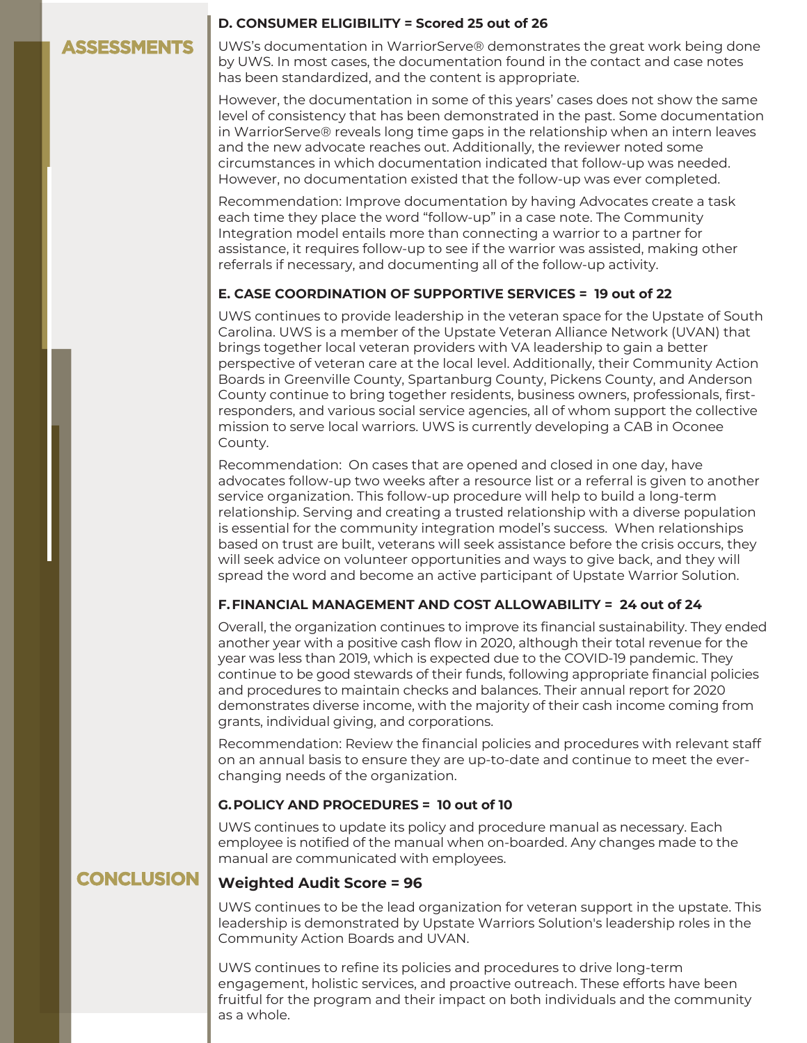## ASSESSMENTS

### D. CONSUMER ELIGIBILITY = Scored 25 out of 26

UWS's documentation in WarriorServe® demonstrates the great work being done by UWS. In most cases, the documentation found in the contact and case notes has been standardized, and the content is appropriate.

However, the documentation in some of this years' cases does not show the same level of consistency that has been demonstrated in the past. Some documentation in WarriorServe® reveals long time gaps in the relationship when an intern leaves and the new advocate reaches out. Additionally, the reviewer noted some circumstances in which documentation indicated that follow-up was needed. However, no documentation existed that the follow-up was ever completed.

Recommendation: Improve documentation by having Advocates create a task each time they place the word "follow-up" in a case note. The Community Integration model entails more than connecting a warrior to a partner for assistance, it requires follow-up to see if the warrior was assisted, making other referrals if necessary, and documenting all of the follow-up activity.

### E. CASE COORDINATION OF SUPPORTIVE SERVICES = 19 out of 22

UWS continues to provide leadership in the veteran space for the Upstate of South Carolina. UWS is a member of the Upstate Veteran Alliance Network (UVAN) that brings together local veteran providers with VA leadership to gain a better perspective of veteran care at the local level. Additionally, their Community Action Boards in Greenville County, Spartanburg County, Pickens County, and Anderson County continue to bring together residents, business owners, professionals, first-responders, and various social service agencies, all of whom support the collective mission to serve local warriors. UWS is currently developing a CAB in Oconee County.

Recommendation: On cases that are opened and closed in one day, have advocates follow-up two weeks after a resource list or a referral is given to another service organization. This follow-up procedure will help to build a long-term relationship. Serving and creating a trusted relationship with a diverse population is essential for the community integration model's success. When relationships based on trust are built, veterans will seek assistance before the crisis occurs, they will seek advice on volunteer opportunities and ways to give back, and they will spread the word and become an active participant of Upstate Warrior Solution.

### F. FINANCIAL MANAGEMENT AND COST ALLOWABILITY = 24 out of 24

Overall, the organization continues to improve its financial sustainability. They ended another year with a positive cash flow in 2020, although their total revenue for the year was less than 2019, which is expected due to the COVID-19 pandemic. They continue to be good stewards of their funds, following appropriate financial policies and procedures to maintain checks and balances. Their annual report for 2020 demonstrates diverse income, with the majority of their cash income coming from grants, individual giving, and corporations.

Recommendation: Review the financial policies and procedures with relevant staff on an annual basis to ensure they are up-to-date and continue to meet the ever-changing needs of the organization.

### G. POLICY AND PROCEDURES = 10 out of 10

UWS continues to update its policy and procedure manual as necessary. Each employee is notified of the manual when on-boarded. Any changes made to the manual are communicated with employees.

## CONCLUSION

### Weighted Audit Score = 96

UWS continues to be the lead organization for veteran support in the upstate. This leadership is demonstrated by Upstate Warriors Solution's leadership roles in the Community Action Boards and UVAN.

UWS continues to refine its policies and procedures to drive long-term engagement, holistic services, and proactive outreach. These efforts have been fruitful for the program and their impact on both individuals and the community as a whole.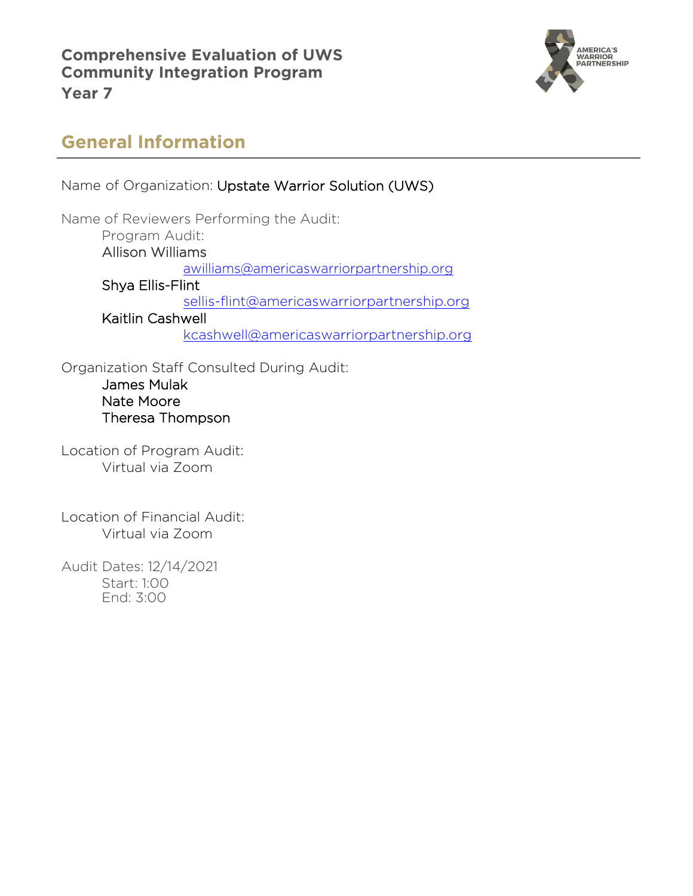**Comprehensive Evaluation of UWS Community Integration Program**
**Year 7**

## General Information

Name of Organization: Upstate Warrior Solution (UWS)

Name of Reviewers Performing the Audit:

Program Audit:

Allison Williams
awilliams@americaswarriorpartnership.org

Shya Ellis-Flint
sellis-flint@americaswarriorpartnership.org

Kaitlin Cashwell
kcashwell@americaswarriorpartnership.org

Organization Staff Consulted During Audit:

James Mulak
Nate Moore
Theresa Thompson

Location of Program Audit:
Virtual via Zoom

Location of Financial Audit:
Virtual via Zoom

Audit Dates: 12/14/2021
Start: 1:00
End: 3:00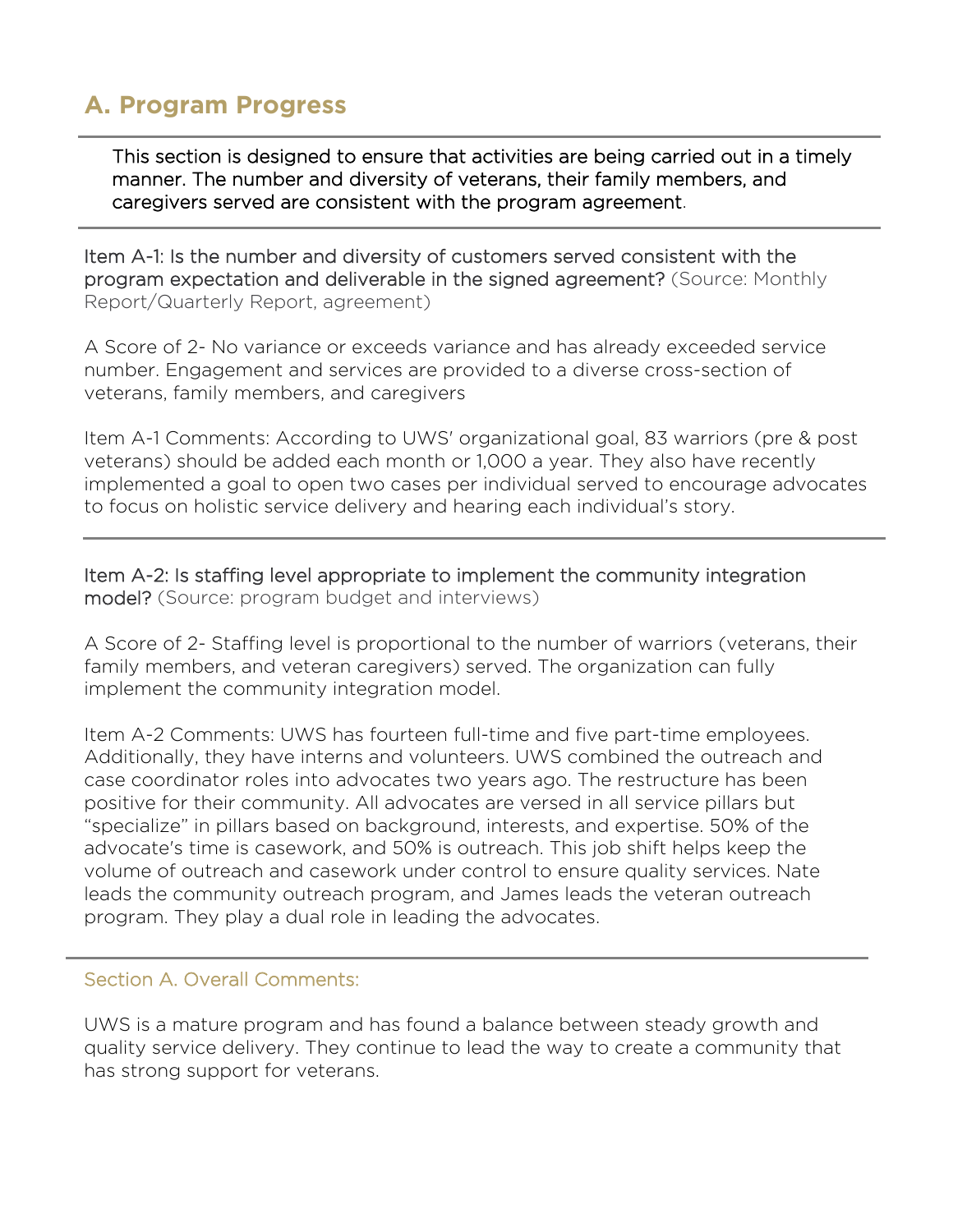## A. Program Progress

---

This section is designed to ensure that activities are being carried out in a timely manner. The number and diversity of veterans, their family members, and caregivers served are consistent with the program agreement.

---

Item A-1: Is the number and diversity of customers served consistent with the program expectation and deliverable in the signed agreement? (Source: Monthly Report/Quarterly Report, agreement)

A Score of 2- No variance or exceeds variance and has already exceeded service number. Engagement and services are provided to a diverse cross-section of veterans, family members, and caregivers

Item A-1 Comments: According to UWS' organizational goal, 83 warriors (pre & post veterans) should be added each month or 1,000 a year. They also have recently implemented a goal to open two cases per individual served to encourage advocates to focus on holistic service delivery and hearing each individual's story.

---

Item A-2: Is staffing level appropriate to implement the community integration model? (Source: program budget and interviews)

A Score of 2- Staffing level is proportional to the number of warriors (veterans, their family members, and veteran caregivers) served. The organization can fully implement the community integration model.

Item A-2 Comments: UWS has fourteen full-time and five part-time employees. Additionally, they have interns and volunteers. UWS combined the outreach and case coordinator roles into advocates two years ago. The restructure has been positive for their community. All advocates are versed in all service pillars but "specialize" in pillars based on background, interests, and expertise. 50% of the advocate's time is casework, and 50% is outreach. This job shift helps keep the volume of outreach and casework under control to ensure quality services. Nate leads the community outreach program, and James leads the veteran outreach program. They play a dual role in leading the advocates.

---

Section A. Overall Comments:

UWS is a mature program and has found a balance between steady growth and quality service delivery. They continue to lead the way to create a community that has strong support for veterans.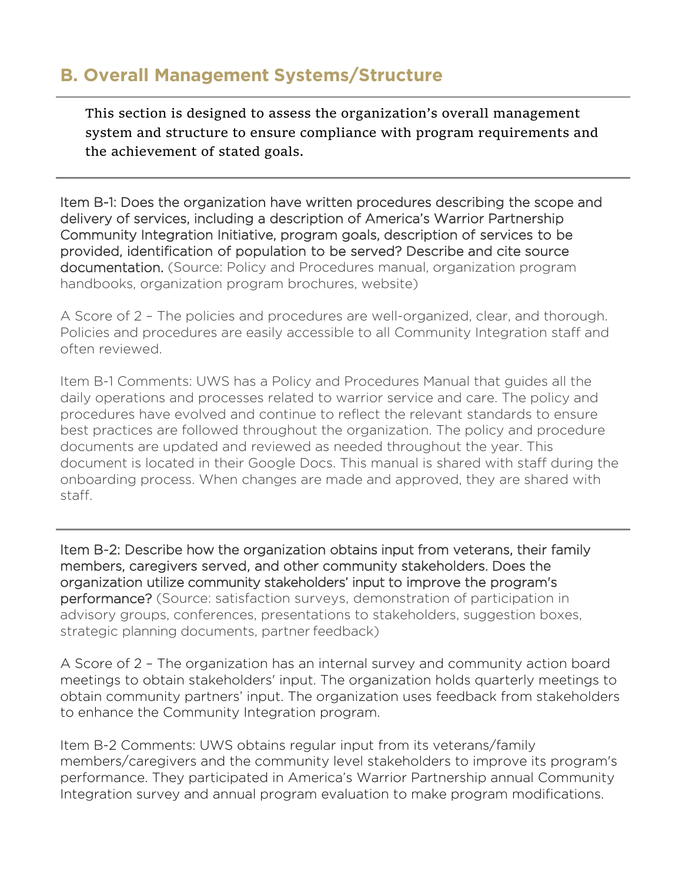## B. Overall Management Systems/Structure

This section is designed to assess the organization's overall management system and structure to ensure compliance with program requirements and the achievement of stated goals.

---

Item B-1: Does the organization have written procedures describing the scope and delivery of services, including a description of America's Warrior Partnership Community Integration Initiative, program goals, description of services to be provided, identification of population to be served? Describe and cite source documentation. (Source: Policy and Procedures manual, organization program handbooks, organization program brochures, website)

A Score of 2 – The policies and procedures are well-organized, clear, and thorough. Policies and procedures are easily accessible to all Community Integration staff and often reviewed.

Item B-1 Comments: UWS has a Policy and Procedures Manual that guides all the daily operations and processes related to warrior service and care. The policy and procedures have evolved and continue to reflect the relevant standards to ensure best practices are followed throughout the organization. The policy and procedure documents are updated and reviewed as needed throughout the year. This document is located in their Google Docs. This manual is shared with staff during the onboarding process. When changes are made and approved, they are shared with staff.

---

Item B-2: Describe how the organization obtains input from veterans, their family members, caregivers served, and other community stakeholders. Does the organization utilize community stakeholders' input to improve the program's performance? (Source: satisfaction surveys, demonstration of participation in advisory groups, conferences, presentations to stakeholders, suggestion boxes, strategic planning documents, partner feedback)

A Score of 2 – The organization has an internal survey and community action board meetings to obtain stakeholders' input. The organization holds quarterly meetings to obtain community partners' input. The organization uses feedback from stakeholders to enhance the Community Integration program.

Item B-2 Comments: UWS obtains regular input from its veterans/family members/caregivers and the community level stakeholders to improve its program's performance. They participated in America's Warrior Partnership annual Community Integration survey and annual program evaluation to make program modifications.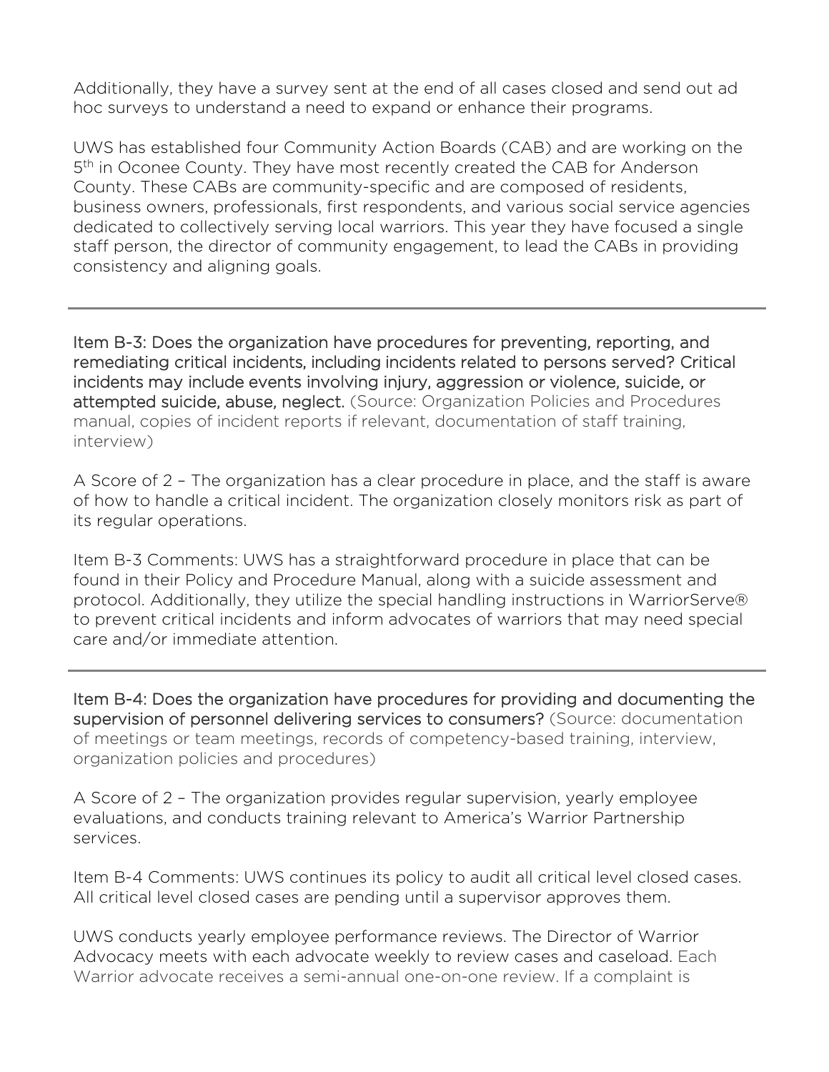Additionally, they have a survey sent at the end of all cases closed and send out ad hoc surveys to understand a need to expand or enhance their programs.

UWS has established four Community Action Boards (CAB) and are working on the 5th in Oconee County. They have most recently created the CAB for Anderson County. These CABs are community-specific and are composed of residents, business owners, professionals, first respondents, and various social service agencies dedicated to collectively serving local warriors. This year they have focused a single staff person, the director of community engagement, to lead the CABs in providing consistency and aligning goals.

---

Item B-3: Does the organization have procedures for preventing, reporting, and remediating critical incidents, including incidents related to persons served? Critical incidents may include events involving injury, aggression or violence, suicide, or attempted suicide, abuse, neglect. (Source: Organization Policies and Procedures manual, copies of incident reports if relevant, documentation of staff training, interview)

A Score of 2 – The organization has a clear procedure in place, and the staff is aware of how to handle a critical incident. The organization closely monitors risk as part of its regular operations.

Item B-3 Comments: UWS has a straightforward procedure in place that can be found in their Policy and Procedure Manual, along with a suicide assessment and protocol. Additionally, they utilize the special handling instructions in WarriorServe® to prevent critical incidents and inform advocates of warriors that may need special care and/or immediate attention.

---

Item B-4: Does the organization have procedures for providing and documenting the supervision of personnel delivering services to consumers? (Source: documentation of meetings or team meetings, records of competency-based training, interview, organization policies and procedures)

A Score of 2 – The organization provides regular supervision, yearly employee evaluations, and conducts training relevant to America's Warrior Partnership services.

Item B-4 Comments: UWS continues its policy to audit all critical level closed cases. All critical level closed cases are pending until a supervisor approves them.

UWS conducts yearly employee performance reviews. The Director of Warrior Advocacy meets with each advocate weekly to review cases and caseload. Each Warrior advocate receives a semi-annual one-on-one review. If a complaint is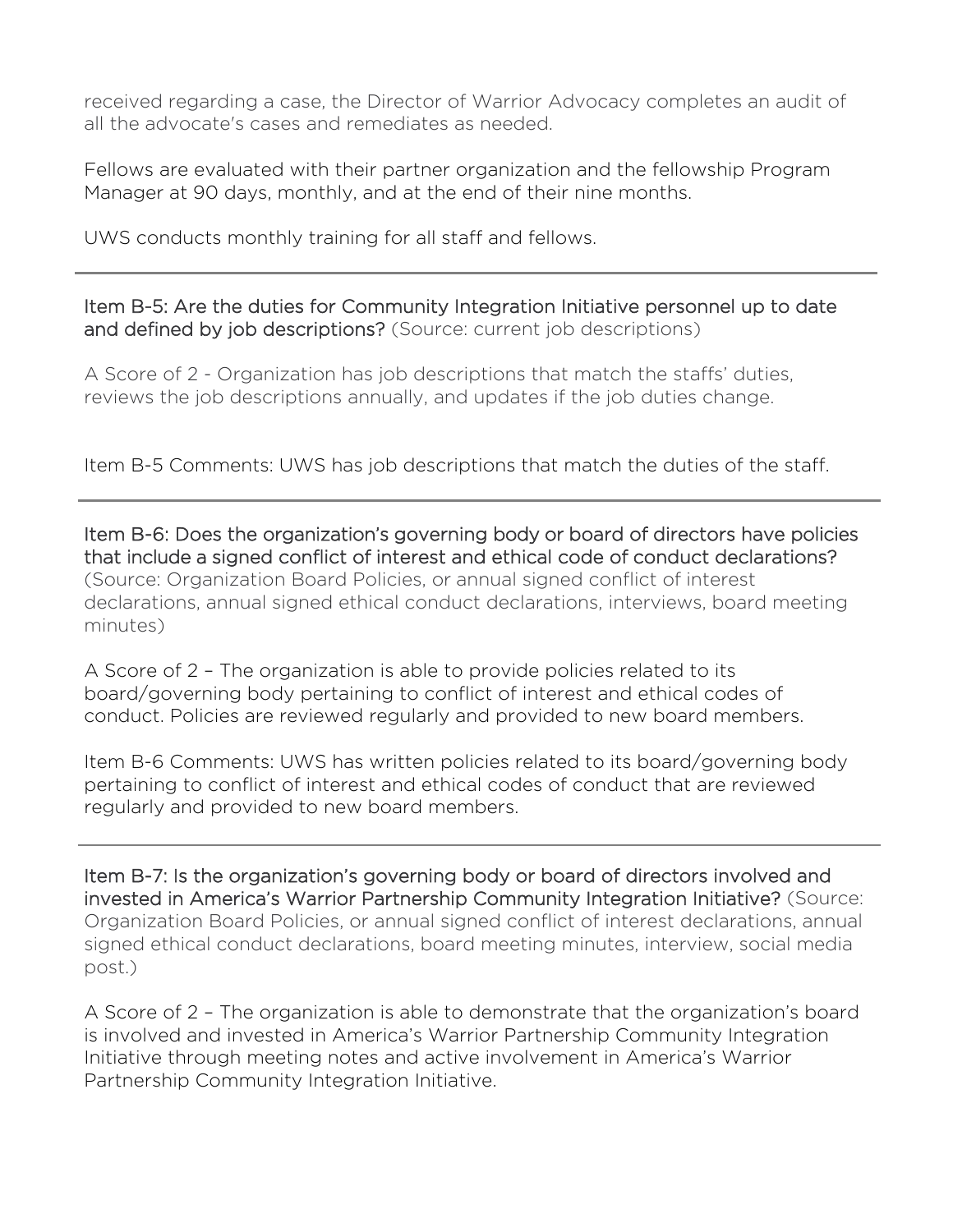received regarding a case, the Director of Warrior Advocacy completes an audit of all the advocate's cases and remediates as needed.

Fellows are evaluated with their partner organization and the fellowship Program Manager at 90 days, monthly, and at the end of their nine months.

UWS conducts monthly training for all staff and fellows.

---

Item B-5: Are the duties for Community Integration Initiative personnel up to date and defined by job descriptions? (Source: current job descriptions)

A Score of 2 - Organization has job descriptions that match the staffs' duties, reviews the job descriptions annually, and updates if the job duties change.

Item B-5 Comments: UWS has job descriptions that match the duties of the staff.

---

Item B-6: Does the organization's governing body or board of directors have policies that include a signed conflict of interest and ethical code of conduct declarations? (Source: Organization Board Policies, or annual signed conflict of interest declarations, annual signed ethical conduct declarations, interviews, board meeting minutes)

A Score of 2 – The organization is able to provide policies related to its board/governing body pertaining to conflict of interest and ethical codes of conduct. Policies are reviewed regularly and provided to new board members.

Item B-6 Comments: UWS has written policies related to its board/governing body pertaining to conflict of interest and ethical codes of conduct that are reviewed regularly and provided to new board members.

---

Item B-7: Is the organization's governing body or board of directors involved and invested in America's Warrior Partnership Community Integration Initiative? (Source: Organization Board Policies, or annual signed conflict of interest declarations, annual signed ethical conduct declarations, board meeting minutes, interview, social media post.)

A Score of 2 – The organization is able to demonstrate that the organization's board is involved and invested in America's Warrior Partnership Community Integration Initiative through meeting notes and active involvement in America's Warrior Partnership Community Integration Initiative.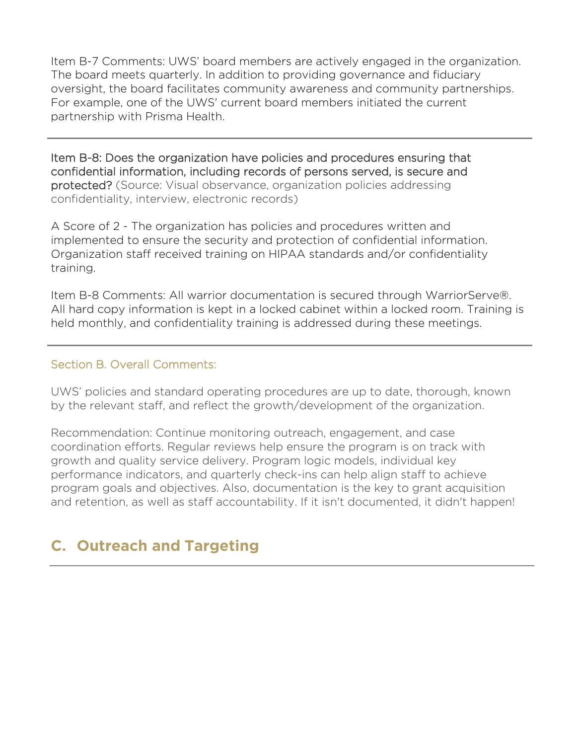Item B-7 Comments: UWS' board members are actively engaged in the organization. The board meets quarterly. In addition to providing governance and fiduciary oversight, the board facilitates community awareness and community partnerships. For example, one of the UWS' current board members initiated the current partnership with Prisma Health.

---

Item B-8: Does the organization have policies and procedures ensuring that confidential information, including records of persons served, is secure and protected? (Source: Visual observance, organization policies addressing confidentiality, interview, electronic records)

A Score of 2 - The organization has policies and procedures written and implemented to ensure the security and protection of confidential information. Organization staff received training on HIPAA standards and/or confidentiality training.

Item B-8 Comments: All warrior documentation is secured through WarriorServe®. All hard copy information is kept in a locked cabinet within a locked room. Training is held monthly, and confidentiality training is addressed during these meetings.

---

### Section B. Overall Comments:

UWS' policies and standard operating procedures are up to date, thorough, known by the relevant staff, and reflect the growth/development of the organization.

Recommendation: Continue monitoring outreach, engagement, and case coordination efforts. Regular reviews help ensure the program is on track with growth and quality service delivery. Program logic models, individual key performance indicators, and quarterly check-ins can help align staff to achieve program goals and objectives. Also, documentation is the key to grant acquisition and retention, as well as staff accountability. If it isn't documented, it didn't happen!

## C. Outreach and Targeting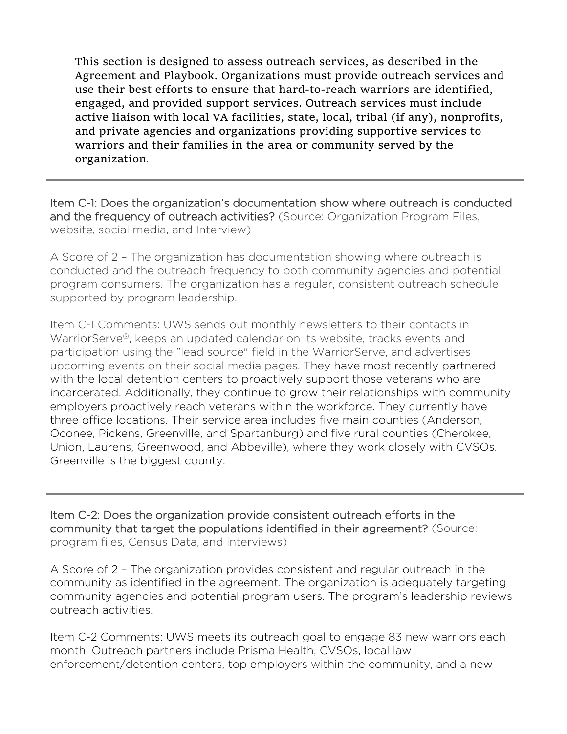This section is designed to assess outreach services, as described in the Agreement and Playbook. Organizations must provide outreach services and use their best efforts to ensure that hard-to-reach warriors are identified, engaged, and provided support services. Outreach services must include active liaison with local VA facilities, state, local, tribal (if any), nonprofits, and private agencies and organizations providing supportive services to warriors and their families in the area or community served by the organization.

---

Item C-1: Does the organization's documentation show where outreach is conducted and the frequency of outreach activities? (Source: Organization Program Files, website, social media, and Interview)

A Score of 2 – The organization has documentation showing where outreach is conducted and the outreach frequency to both community agencies and potential program consumers. The organization has a regular, consistent outreach schedule supported by program leadership.

Item C-1 Comments: UWS sends out monthly newsletters to their contacts in WarriorServe®, keeps an updated calendar on its website, tracks events and participation using the "lead source" field in the WarriorServe, and advertises upcoming events on their social media pages. They have most recently partnered with the local detention centers to proactively support those veterans who are incarcerated. Additionally, they continue to grow their relationships with community employers proactively reach veterans within the workforce. They currently have three office locations. Their service area includes five main counties (Anderson, Oconee, Pickens, Greenville, and Spartanburg) and five rural counties (Cherokee, Union, Laurens, Greenwood, and Abbeville), where they work closely with CVSOs. Greenville is the biggest county.

---

Item C-2: Does the organization provide consistent outreach efforts in the community that target the populations identified in their agreement? (Source: program files, Census Data, and interviews)

A Score of 2 – The organization provides consistent and regular outreach in the community as identified in the agreement. The organization is adequately targeting community agencies and potential program users. The program's leadership reviews outreach activities.

Item C-2 Comments: UWS meets its outreach goal to engage 83 new warriors each month. Outreach partners include Prisma Health, CVSOs, local law enforcement/detention centers, top employers within the community, and a new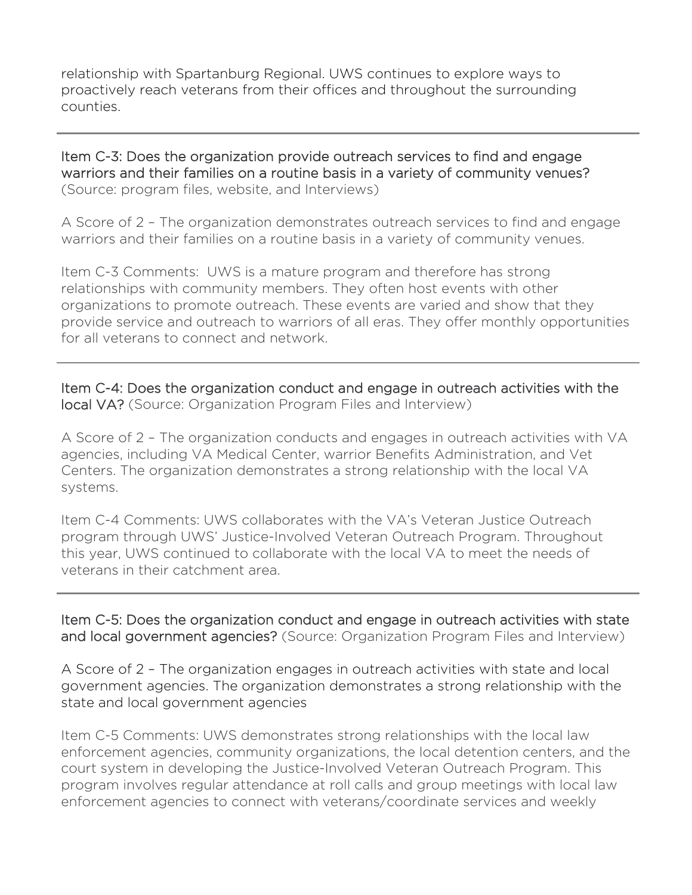relationship with Spartanburg Regional. UWS continues to explore ways to proactively reach veterans from their offices and throughout the surrounding counties.

---

Item C-3: Does the organization provide outreach services to find and engage warriors and their families on a routine basis in a variety of community venues? (Source: program files, website, and Interviews)

A Score of 2 – The organization demonstrates outreach services to find and engage warriors and their families on a routine basis in a variety of community venues.

Item C-3 Comments: UWS is a mature program and therefore has strong relationships with community members. They often host events with other organizations to promote outreach. These events are varied and show that they provide service and outreach to warriors of all eras. They offer monthly opportunities for all veterans to connect and network.

---

Item C-4: Does the organization conduct and engage in outreach activities with the local VA? (Source: Organization Program Files and Interview)

A Score of 2 – The organization conducts and engages in outreach activities with VA agencies, including VA Medical Center, warrior Benefits Administration, and Vet Centers. The organization demonstrates a strong relationship with the local VA systems.

Item C-4 Comments: UWS collaborates with the VA's Veteran Justice Outreach program through UWS' Justice-Involved Veteran Outreach Program. Throughout this year, UWS continued to collaborate with the local VA to meet the needs of veterans in their catchment area.

---

Item C-5: Does the organization conduct and engage in outreach activities with state and local government agencies? (Source: Organization Program Files and Interview)

A Score of 2 – The organization engages in outreach activities with state and local government agencies. The organization demonstrates a strong relationship with the state and local government agencies

Item C-5 Comments: UWS demonstrates strong relationships with the local law enforcement agencies, community organizations, the local detention centers, and the court system in developing the Justice-Involved Veteran Outreach Program. This program involves regular attendance at roll calls and group meetings with local law enforcement agencies to connect with veterans/coordinate services and weekly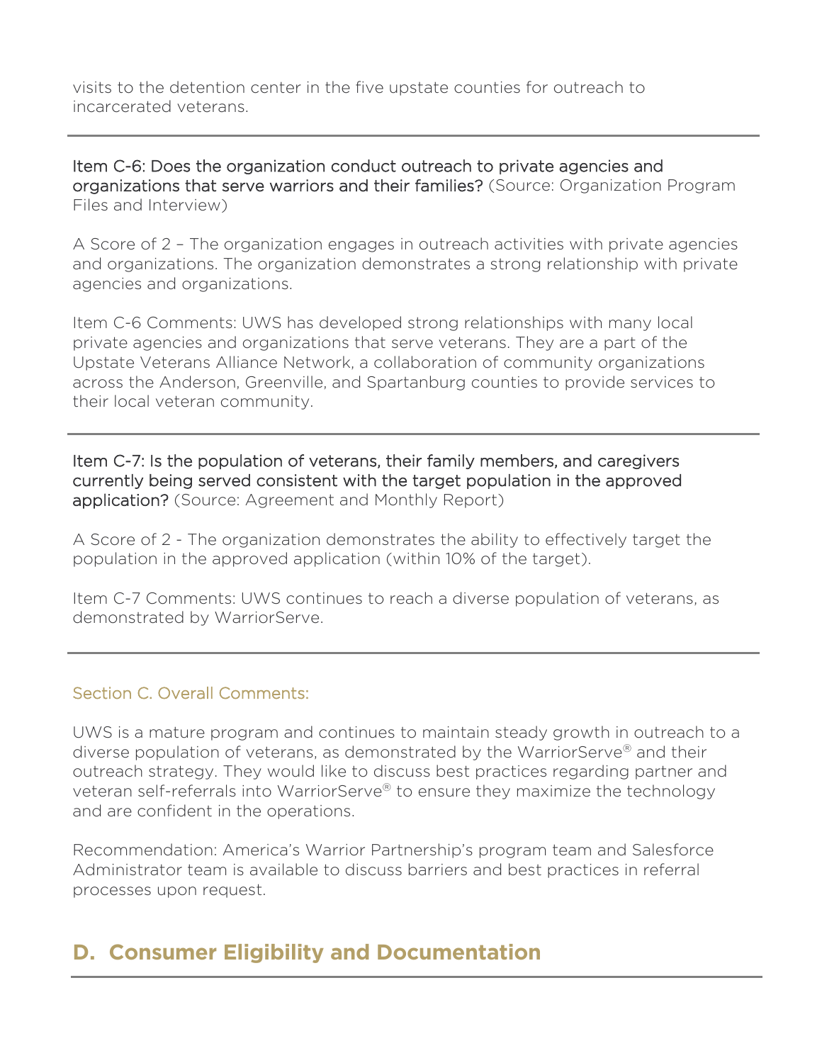visits to the detention center in the five upstate counties for outreach to incarcerated veterans.

---

**Item C-6: Does the organization conduct outreach to private agencies and organizations that serve warriors and their families?** (Source: Organization Program Files and Interview)

A Score of 2 – The organization engages in outreach activities with private agencies and organizations. The organization demonstrates a strong relationship with private agencies and organizations.

Item C-6 Comments: UWS has developed strong relationships with many local private agencies and organizations that serve veterans. They are a part of the Upstate Veterans Alliance Network, a collaboration of community organizations across the Anderson, Greenville, and Spartanburg counties to provide services to their local veteran community.

---

**Item C-7: Is the population of veterans, their family members, and caregivers currently being served consistent with the target population in the approved application?** (Source: Agreement and Monthly Report)

A Score of 2 - The organization demonstrates the ability to effectively target the population in the approved application (within 10% of the target).

Item C-7 Comments: UWS continues to reach a diverse population of veterans, as demonstrated by WarriorServe.

---

### Section C. Overall Comments:

UWS is a mature program and continues to maintain steady growth in outreach to a diverse population of veterans, as demonstrated by the WarriorServe® and their outreach strategy. They would like to discuss best practices regarding partner and veteran self-referrals into WarriorServe® to ensure they maximize the technology and are confident in the operations.

Recommendation: America's Warrior Partnership's program team and Salesforce Administrator team is available to discuss barriers and best practices in referral processes upon request.

## D. Consumer Eligibility and Documentation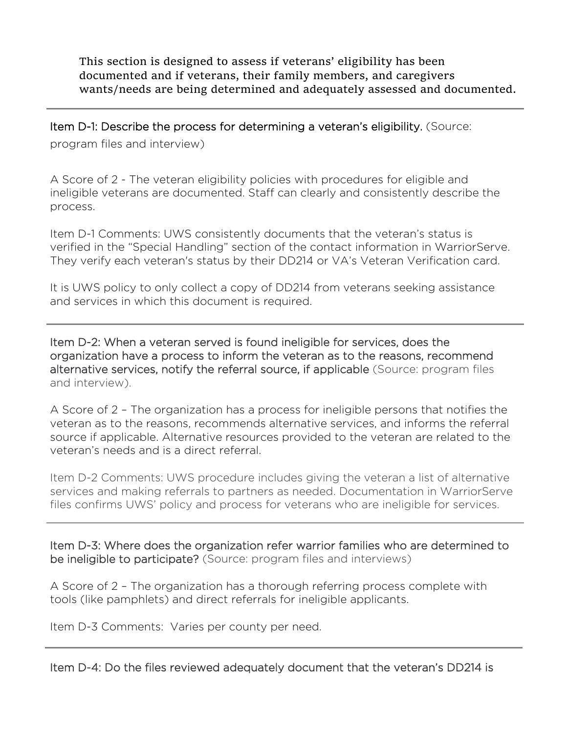This section is designed to assess if veterans' eligibility has been documented and if veterans, their family members, and caregivers wants/needs are being determined and adequately assessed and documented.

---

Item D-1: Describe the process for determining a veteran's eligibility. (Source: program files and interview)

A Score of 2 - The veteran eligibility policies with procedures for eligible and ineligible veterans are documented. Staff can clearly and consistently describe the process.

Item D-1 Comments: UWS consistently documents that the veteran's status is verified in the "Special Handling" section of the contact information in WarriorServe. They verify each veteran's status by their DD214 or VA's Veteran Verification card.

It is UWS policy to only collect a copy of DD214 from veterans seeking assistance and services in which this document is required.

---

Item D-2: When a veteran served is found ineligible for services, does the organization have a process to inform the veteran as to the reasons, recommend alternative services, notify the referral source, if applicable (Source: program files and interview).

A Score of 2 – The organization has a process for ineligible persons that notifies the veteran as to the reasons, recommends alternative services, and informs the referral source if applicable. Alternative resources provided to the veteran are related to the veteran's needs and is a direct referral.

Item D-2 Comments: UWS procedure includes giving the veteran a list of alternative services and making referrals to partners as needed. Documentation in WarriorServe files confirms UWS' policy and process for veterans who are ineligible for services.

---

Item D-3: Where does the organization refer warrior families who are determined to be ineligible to participate? (Source: program files and interviews)

A Score of 2 – The organization has a thorough referring process complete with tools (like pamphlets) and direct referrals for ineligible applicants.

Item D-3 Comments: Varies per county per need.

---

Item D-4: Do the files reviewed adequately document that the veteran's DD214 is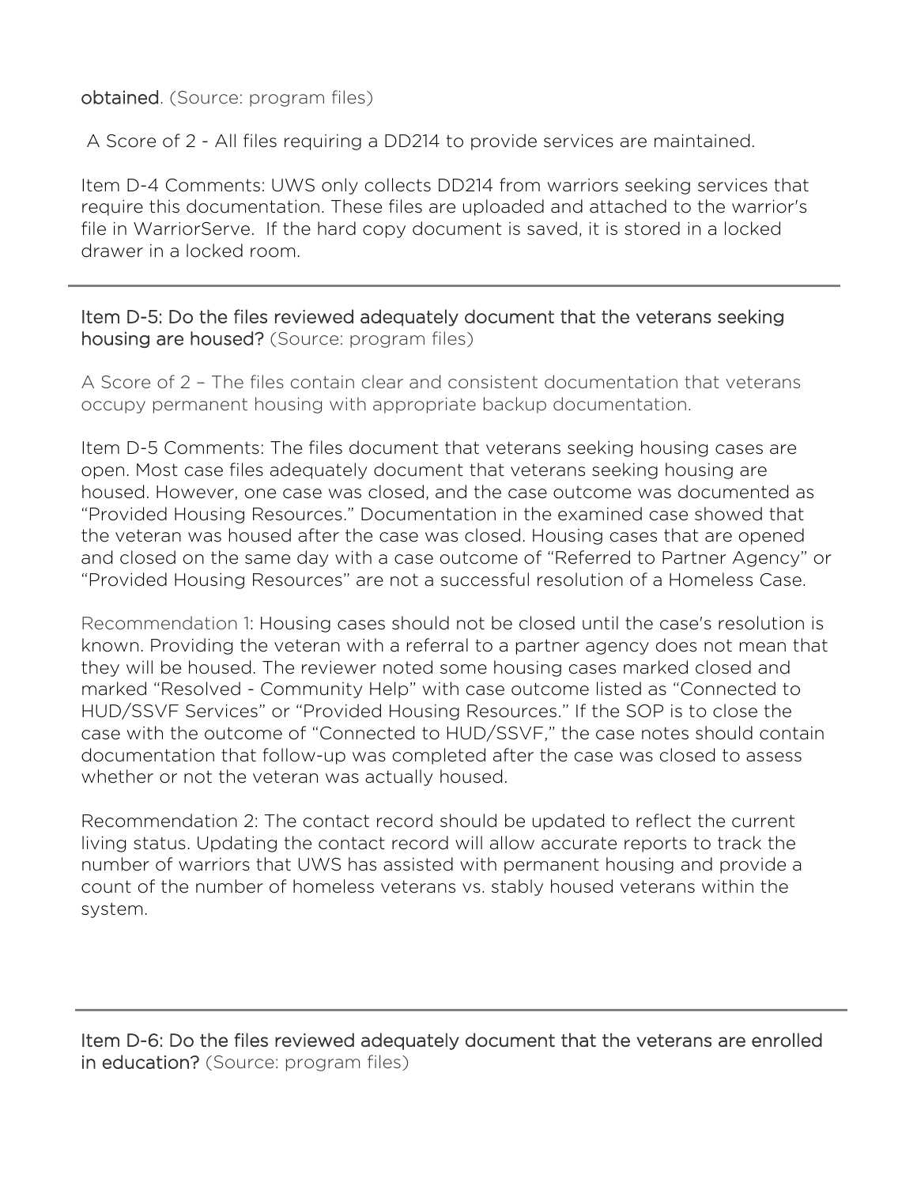**obtained**. (Source: program files)

A Score of 2 - All files requiring a DD214 to provide services are maintained.

Item D-4 Comments: UWS only collects DD214 from warriors seeking services that require this documentation. These files are uploaded and attached to the warrior's file in WarriorServe. If the hard copy document is saved, it is stored in a locked drawer in a locked room.

---

Item D-5: Do the files reviewed adequately document that the veterans seeking housing are housed? (Source: program files)

A Score of 2 – The files contain clear and consistent documentation that veterans occupy permanent housing with appropriate backup documentation.

Item D-5 Comments: The files document that veterans seeking housing cases are open. Most case files adequately document that veterans seeking housing are housed. However, one case was closed, and the case outcome was documented as "Provided Housing Resources." Documentation in the examined case showed that the veteran was housed after the case was closed. Housing cases that are opened and closed on the same day with a case outcome of "Referred to Partner Agency" or "Provided Housing Resources" are not a successful resolution of a Homeless Case.

Recommendation 1: Housing cases should not be closed until the case's resolution is known. Providing the veteran with a referral to a partner agency does not mean that they will be housed. The reviewer noted some housing cases marked closed and marked "Resolved - Community Help" with case outcome listed as "Connected to HUD/SSVF Services" or "Provided Housing Resources." If the SOP is to close the case with the outcome of "Connected to HUD/SSVF," the case notes should contain documentation that follow-up was completed after the case was closed to assess whether or not the veteran was actually housed.

Recommendation 2: The contact record should be updated to reflect the current living status. Updating the contact record will allow accurate reports to track the number of warriors that UWS has assisted with permanent housing and provide a count of the number of homeless veterans vs. stably housed veterans within the system.

---

Item D-6: Do the files reviewed adequately document that the veterans are enrolled in education? (Source: program files)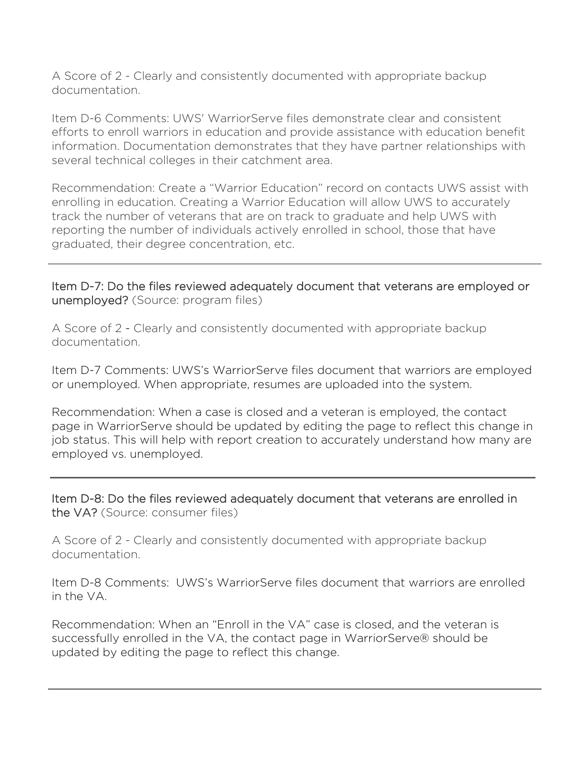A Score of 2 - Clearly and consistently documented with appropriate backup documentation.

Item D-6 Comments: UWS' WarriorServe files demonstrate clear and consistent efforts to enroll warriors in education and provide assistance with education benefit information. Documentation demonstrates that they have partner relationships with several technical colleges in their catchment area.

Recommendation: Create a "Warrior Education" record on contacts UWS assist with enrolling in education. Creating a Warrior Education will allow UWS to accurately track the number of veterans that are on track to graduate and help UWS with reporting the number of individuals actively enrolled in school, those that have graduated, their degree concentration, etc.

---

Item D-7: Do the files reviewed adequately document that veterans are employed or unemployed? (Source: program files)

A Score of 2 - Clearly and consistently documented with appropriate backup documentation.

Item D-7 Comments: UWS's WarriorServe files document that warriors are employed or unemployed. When appropriate, resumes are uploaded into the system.

Recommendation: When a case is closed and a veteran is employed, the contact page in WarriorServe should be updated by editing the page to reflect this change in job status. This will help with report creation to accurately understand how many are employed vs. unemployed.

---

Item D-8: Do the files reviewed adequately document that veterans are enrolled in the VA? (Source: consumer files)

A Score of 2 - Clearly and consistently documented with appropriate backup documentation.

Item D-8 Comments: UWS's WarriorServe files document that warriors are enrolled in the VA.

Recommendation: When an "Enroll in the VA" case is closed, and the veteran is successfully enrolled in the VA, the contact page in WarriorServe® should be updated by editing the page to reflect this change.

---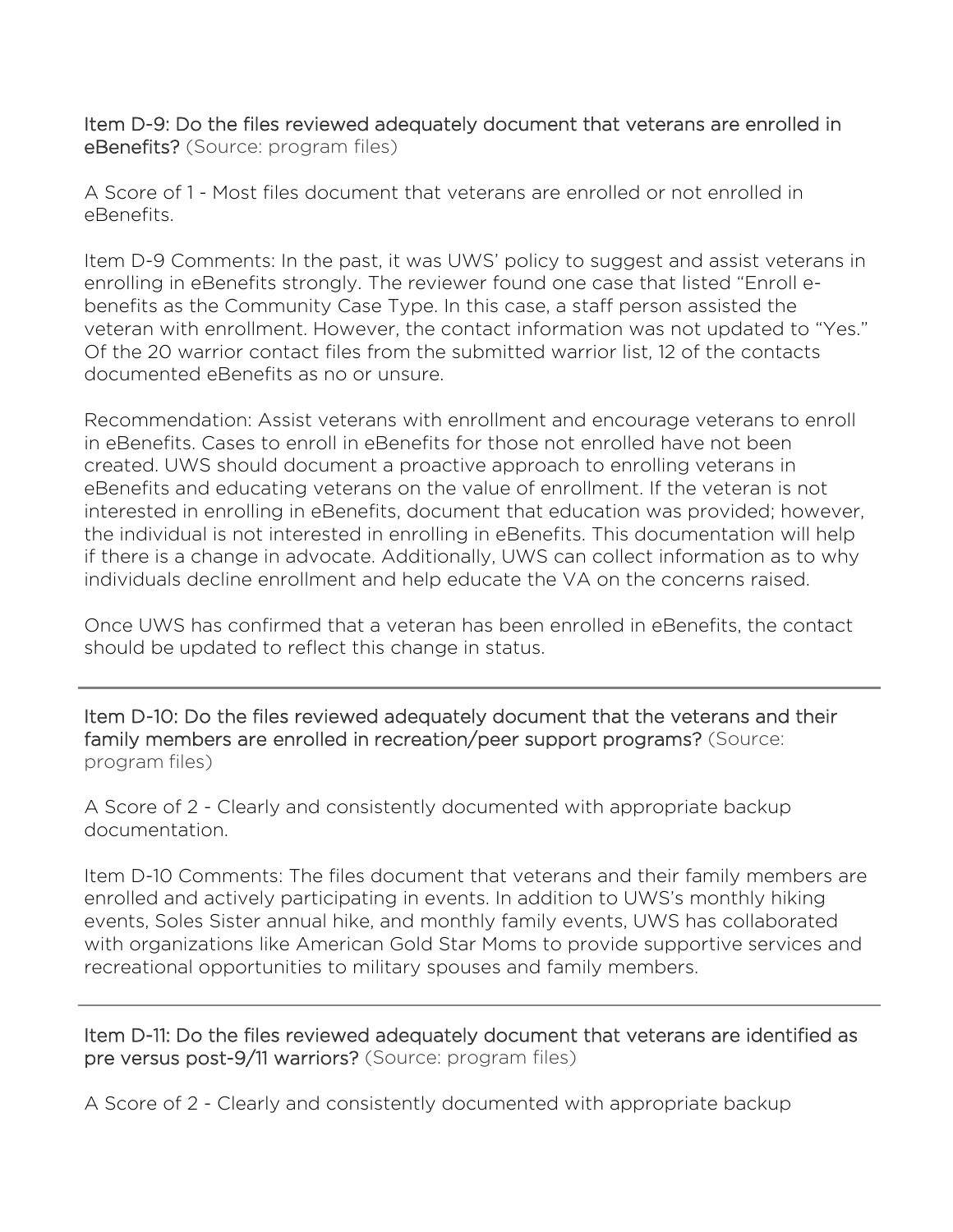Item D-9: Do the files reviewed adequately document that veterans are enrolled in eBenefits? (Source: program files)

A Score of 1 - Most files document that veterans are enrolled or not enrolled in eBenefits.

Item D-9 Comments: In the past, it was UWS' policy to suggest and assist veterans in enrolling in eBenefits strongly. The reviewer found one case that listed "Enroll e-benefits as the Community Case Type. In this case, a staff person assisted the veteran with enrollment. However, the contact information was not updated to "Yes." Of the 20 warrior contact files from the submitted warrior list, 12 of the contacts documented eBenefits as no or unsure.

Recommendation: Assist veterans with enrollment and encourage veterans to enroll in eBenefits. Cases to enroll in eBenefits for those not enrolled have not been created. UWS should document a proactive approach to enrolling veterans in eBenefits and educating veterans on the value of enrollment. If the veteran is not interested in enrolling in eBenefits, document that education was provided; however, the individual is not interested in enrolling in eBenefits. This documentation will help if there is a change in advocate. Additionally, UWS can collect information as to why individuals decline enrollment and help educate the VA on the concerns raised.

Once UWS has confirmed that a veteran has been enrolled in eBenefits, the contact should be updated to reflect this change in status.

---

Item D-10: Do the files reviewed adequately document that the veterans and their family members are enrolled in recreation/peer support programs? (Source: program files)

A Score of 2 - Clearly and consistently documented with appropriate backup documentation.

Item D-10 Comments: The files document that veterans and their family members are enrolled and actively participating in events. In addition to UWS's monthly hiking events, Soles Sister annual hike, and monthly family events, UWS has collaborated with organizations like American Gold Star Moms to provide supportive services and recreational opportunities to military spouses and family members.

---

Item D-11: Do the files reviewed adequately document that veterans are identified as pre versus post-9/11 warriors? (Source: program files)

A Score of 2 - Clearly and consistently documented with appropriate backup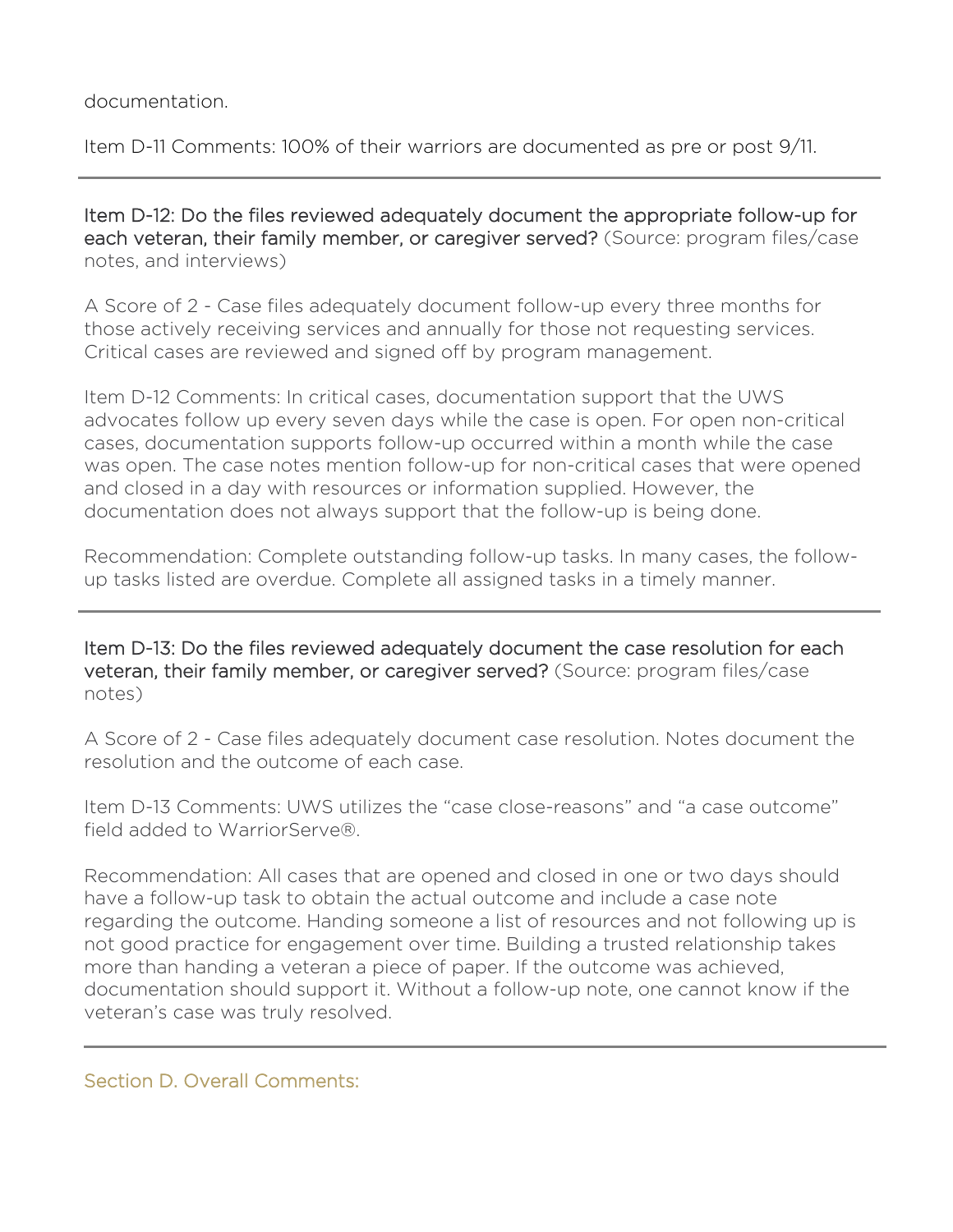documentation.

Item D-11 Comments: 100% of their warriors are documented as pre or post 9/11.

---

**Item D-12: Do the files reviewed adequately document the appropriate follow-up for each veteran, their family member, or caregiver served?** (Source: program files/case notes, and interviews)

A Score of 2 - Case files adequately document follow-up every three months for those actively receiving services and annually for those not requesting services. Critical cases are reviewed and signed off by program management.

Item D-12 Comments: In critical cases, documentation support that the UWS advocates follow up every seven days while the case is open. For open non-critical cases, documentation supports follow-up occurred within a month while the case was open. The case notes mention follow-up for non-critical cases that were opened and closed in a day with resources or information supplied. However, the documentation does not always support that the follow-up is being done.

Recommendation: Complete outstanding follow-up tasks. In many cases, the follow-up tasks listed are overdue. Complete all assigned tasks in a timely manner.

---

**Item D-13: Do the files reviewed adequately document the case resolution for each veteran, their family member, or caregiver served?** (Source: program files/case notes)

A Score of 2 - Case files adequately document case resolution. Notes document the resolution and the outcome of each case.

Item D-13 Comments: UWS utilizes the "case close-reasons" and "a case outcome" field added to WarriorServe®.

Recommendation: All cases that are opened and closed in one or two days should have a follow-up task to obtain the actual outcome and include a case note regarding the outcome. Handing someone a list of resources and not following up is not good practice for engagement over time. Building a trusted relationship takes more than handing a veteran a piece of paper. If the outcome was achieved, documentation should support it. Without a follow-up note, one cannot know if the veteran's case was truly resolved.

---

## Section D. Overall Comments: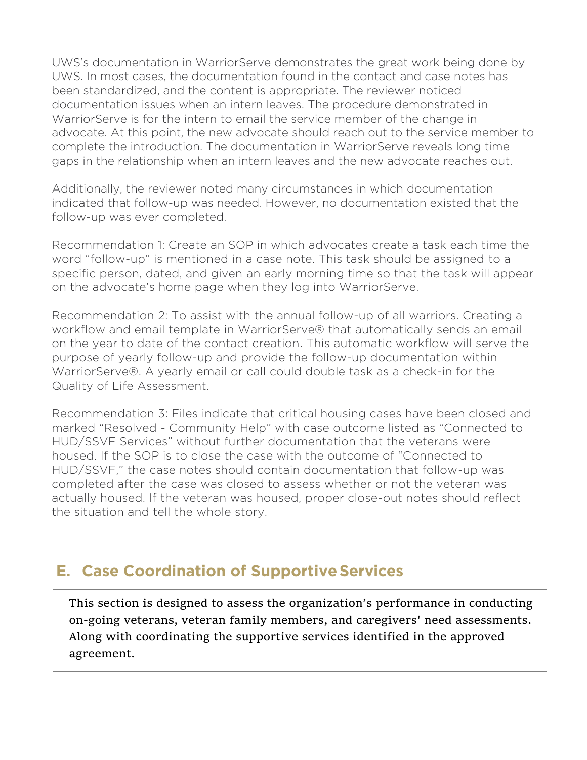UWS's documentation in WarriorServe demonstrates the great work being done by UWS. In most cases, the documentation found in the contact and case notes has been standardized, and the content is appropriate. The reviewer noticed documentation issues when an intern leaves. The procedure demonstrated in WarriorServe is for the intern to email the service member of the change in advocate. At this point, the new advocate should reach out to the service member to complete the introduction. The documentation in WarriorServe reveals long time gaps in the relationship when an intern leaves and the new advocate reaches out.

Additionally, the reviewer noted many circumstances in which documentation indicated that follow-up was needed. However, no documentation existed that the follow-up was ever completed.

Recommendation 1: Create an SOP in which advocates create a task each time the word "follow-up" is mentioned in a case note. This task should be assigned to a specific person, dated, and given an early morning time so that the task will appear on the advocate's home page when they log into WarriorServe.

Recommendation 2: To assist with the annual follow-up of all warriors. Creating a workflow and email template in WarriorServe® that automatically sends an email on the year to date of the contact creation. This automatic workflow will serve the purpose of yearly follow-up and provide the follow-up documentation within WarriorServe®. A yearly email or call could double task as a check-in for the Quality of Life Assessment.

Recommendation 3: Files indicate that critical housing cases have been closed and marked "Resolved - Community Help" with case outcome listed as "Connected to HUD/SSVF Services" without further documentation that the veterans were housed. If the SOP is to close the case with the outcome of "Connected to HUD/SSVF," the case notes should contain documentation that follow-up was completed after the case was closed to assess whether or not the veteran was actually housed. If the veteran was housed, proper close-out notes should reflect the situation and tell the whole story.

## E. Case Coordination of Supportive Services

This section is designed to assess the organization's performance in conducting on-going veterans, veteran family members, and caregivers' need assessments. Along with coordinating the supportive services identified in the approved agreement.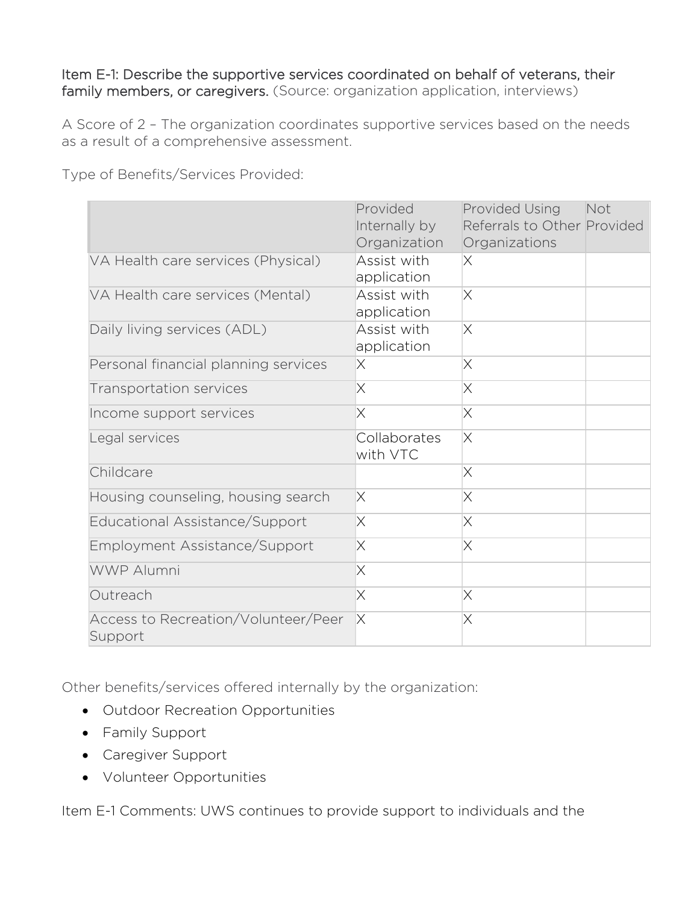Item E-1: Describe the supportive services coordinated on behalf of veterans, their family members, or caregivers. (Source: organization application, interviews)

A Score of 2 – The organization coordinates supportive services based on the needs as a result of a comprehensive assessment.

Type of Benefits/Services Provided:

| | Provided Internally by Organization | Provided Using Referrals to Other Organizations | Not Provided |
|---|---|---|---|
| VA Health care services (Physical) | Assist with application | X | |
| VA Health care services (Mental) | Assist with application | X | |
| Daily living services (ADL) | Assist with application | X | |
| Personal financial planning services | X | X | |
| Transportation services | X | X | |
| Income support services | X | X | |
| Legal services | Collaborates with VTC | X | |
| Childcare | | X | |
| Housing counseling, housing search | X | X | |
| Educational Assistance/Support | X | X | |
| Employment Assistance/Support | X | X | |
| WWP Alumni | X | | |
| Outreach | X | X | |
| Access to Recreation/Volunteer/Peer Support | X | X | |

Other benefits/services offered internally by the organization:

- Outdoor Recreation Opportunities
- Family Support
- Caregiver Support
- Volunteer Opportunities

Item E-1 Comments: UWS continues to provide support to individuals and the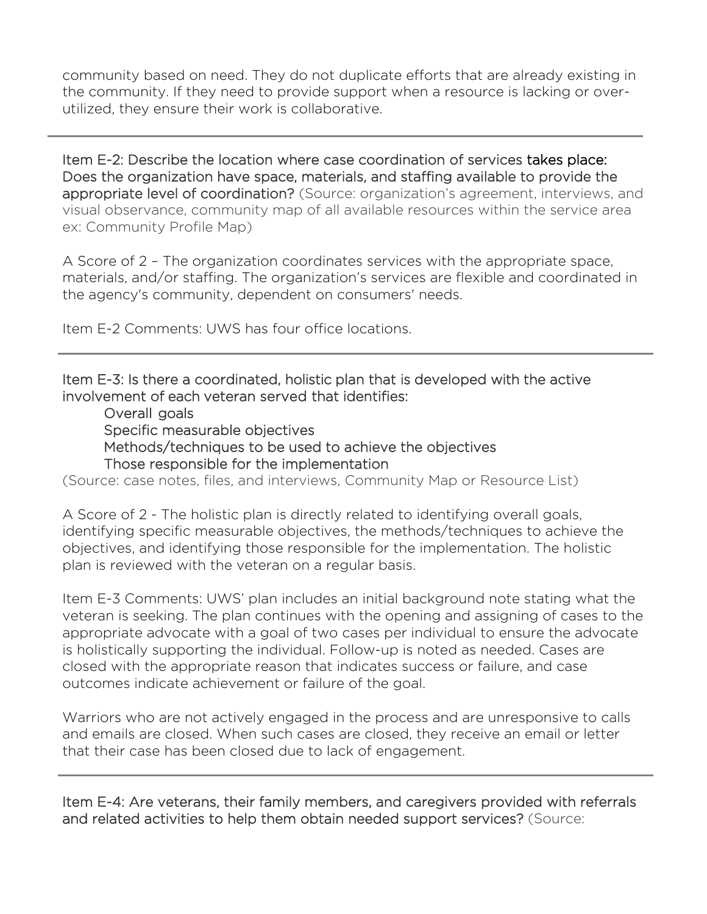community based on need. They do not duplicate efforts that are already existing in the community. If they need to provide support when a resource is lacking or over-utilized, they ensure their work is collaborative.

---

Item E-2: Describe the location where case coordination of services takes place: Does the organization have space, materials, and staffing available to provide the appropriate level of coordination? (Source: organization's agreement, interviews, and visual observance, community map of all available resources within the service area ex: Community Profile Map)

A Score of 2 – The organization coordinates services with the appropriate space, materials, and/or staffing. The organization's services are flexible and coordinated in the agency's community, dependent on consumers' needs.

Item E-2 Comments: UWS has four office locations.

---

Item E-3: Is there a coordinated, holistic plan that is developed with the active involvement of each veteran served that identifies:

- Overall goals
- Specific measurable objectives
- Methods/techniques to be used to achieve the objectives
- Those responsible for the implementation

(Source: case notes, files, and interviews, Community Map or Resource List)

A Score of 2 - The holistic plan is directly related to identifying overall goals, identifying specific measurable objectives, the methods/techniques to achieve the objectives, and identifying those responsible for the implementation. The holistic plan is reviewed with the veteran on a regular basis.

Item E-3 Comments: UWS' plan includes an initial background note stating what the veteran is seeking. The plan continues with the opening and assigning of cases to the appropriate advocate with a goal of two cases per individual to ensure the advocate is holistically supporting the individual. Follow-up is noted as needed. Cases are closed with the appropriate reason that indicates success or failure, and case outcomes indicate achievement or failure of the goal.

Warriors who are not actively engaged in the process and are unresponsive to calls and emails are closed. When such cases are closed, they receive an email or letter that their case has been closed due to lack of engagement.

---

Item E-4: Are veterans, their family members, and caregivers provided with referrals and related activities to help them obtain needed support services? (Source: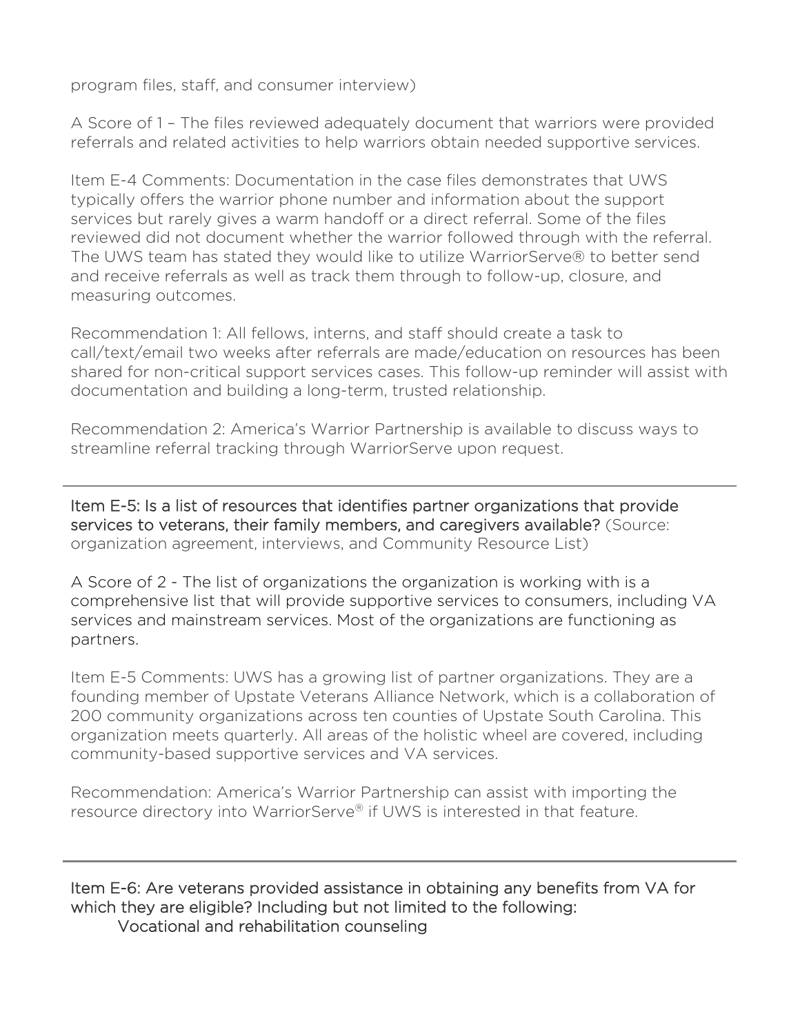program files, staff, and consumer interview)

A Score of 1 – The files reviewed adequately document that warriors were provided referrals and related activities to help warriors obtain needed supportive services.

Item E-4 Comments: Documentation in the case files demonstrates that UWS typically offers the warrior phone number and information about the support services but rarely gives a warm handoff or a direct referral. Some of the files reviewed did not document whether the warrior followed through with the referral. The UWS team has stated they would like to utilize WarriorServe® to better send and receive referrals as well as track them through to follow-up, closure, and measuring outcomes.

Recommendation 1: All fellows, interns, and staff should create a task to call/text/email two weeks after referrals are made/education on resources has been shared for non-critical support services cases. This follow-up reminder will assist with documentation and building a long-term, trusted relationship.

Recommendation 2: America's Warrior Partnership is available to discuss ways to streamline referral tracking through WarriorServe upon request.

---

Item E-5: Is a list of resources that identifies partner organizations that provide services to veterans, their family members, and caregivers available? (Source: organization agreement, interviews, and Community Resource List)

A Score of 2 - The list of organizations the organization is working with is a comprehensive list that will provide supportive services to consumers, including VA services and mainstream services. Most of the organizations are functioning as partners.

Item E-5 Comments: UWS has a growing list of partner organizations. They are a founding member of Upstate Veterans Alliance Network, which is a collaboration of 200 community organizations across ten counties of Upstate South Carolina. This organization meets quarterly. All areas of the holistic wheel are covered, including community-based supportive services and VA services.

Recommendation: America's Warrior Partnership can assist with importing the resource directory into WarriorServe® if UWS is interested in that feature.

---

Item E-6: Are veterans provided assistance in obtaining any benefits from VA for which they are eligible? Including but not limited to the following:

- Vocational and rehabilitation counseling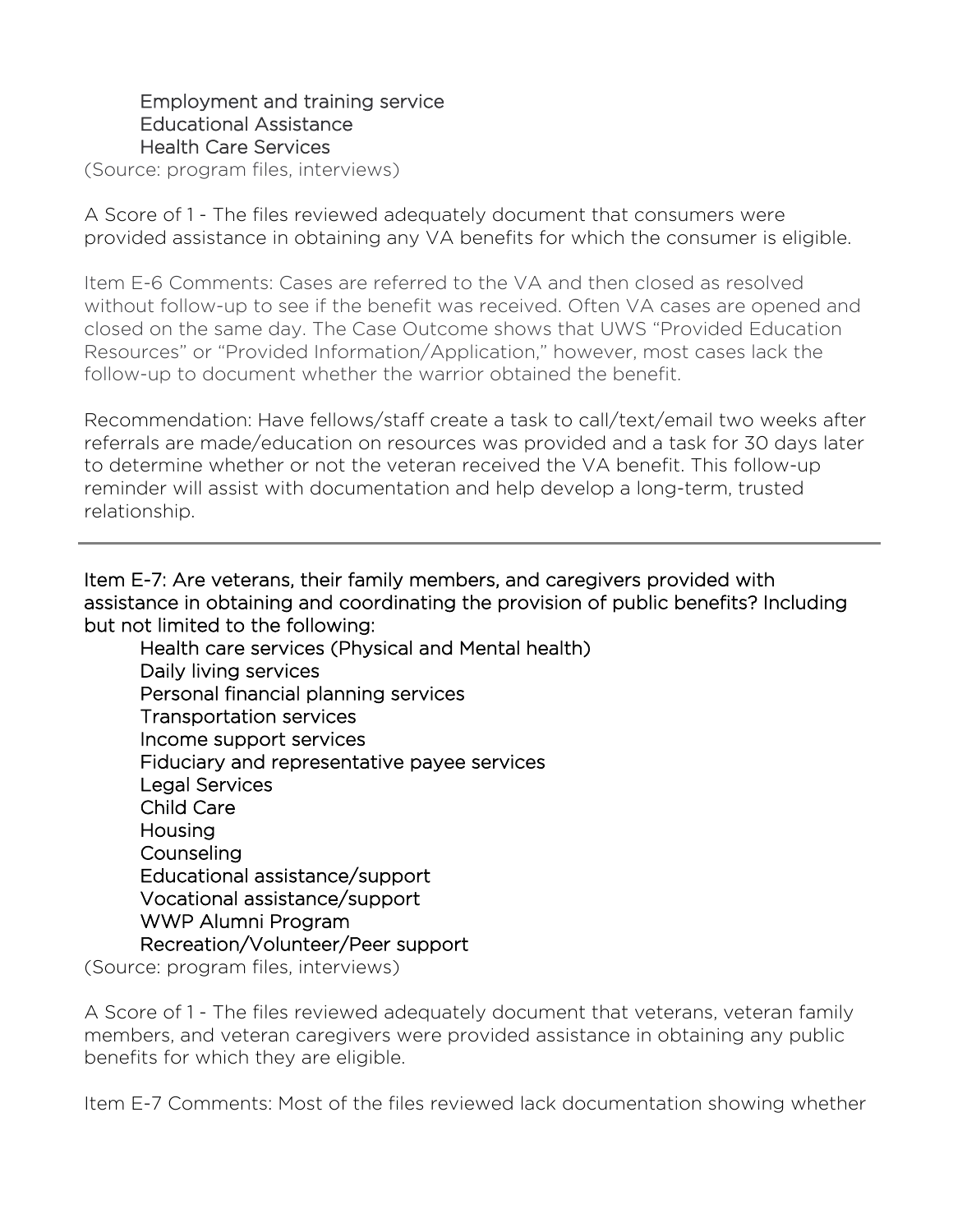- Employment and training service
- Educational Assistance
- Health Care Services

(Source: program files, interviews)

A Score of 1 - The files reviewed adequately document that consumers were provided assistance in obtaining any VA benefits for which the consumer is eligible.

Item E-6 Comments: Cases are referred to the VA and then closed as resolved without follow-up to see if the benefit was received. Often VA cases are opened and closed on the same day. The Case Outcome shows that UWS "Provided Education Resources" or "Provided Information/Application," however, most cases lack the follow-up to document whether the warrior obtained the benefit.

Recommendation: Have fellows/staff create a task to call/text/email two weeks after referrals are made/education on resources was provided and a task for 30 days later to determine whether or not the veteran received the VA benefit. This follow-up reminder will assist with documentation and help develop a long-term, trusted relationship.

---

Item E-7: Are veterans, their family members, and caregivers provided with assistance in obtaining and coordinating the provision of public benefits? Including but not limited to the following:

- Health care services (Physical and Mental health)
- Daily living services
- Personal financial planning services
- Transportation services
- Income support services
- Fiduciary and representative payee services
- Legal Services
- Child Care
- Housing
- Counseling
- Educational assistance/support
- Vocational assistance/support
- WWP Alumni Program
- Recreation/Volunteer/Peer support

(Source: program files, interviews)

A Score of 1 - The files reviewed adequately document that veterans, veteran family members, and veteran caregivers were provided assistance in obtaining any public benefits for which they are eligible.

Item E-7 Comments: Most of the files reviewed lack documentation showing whether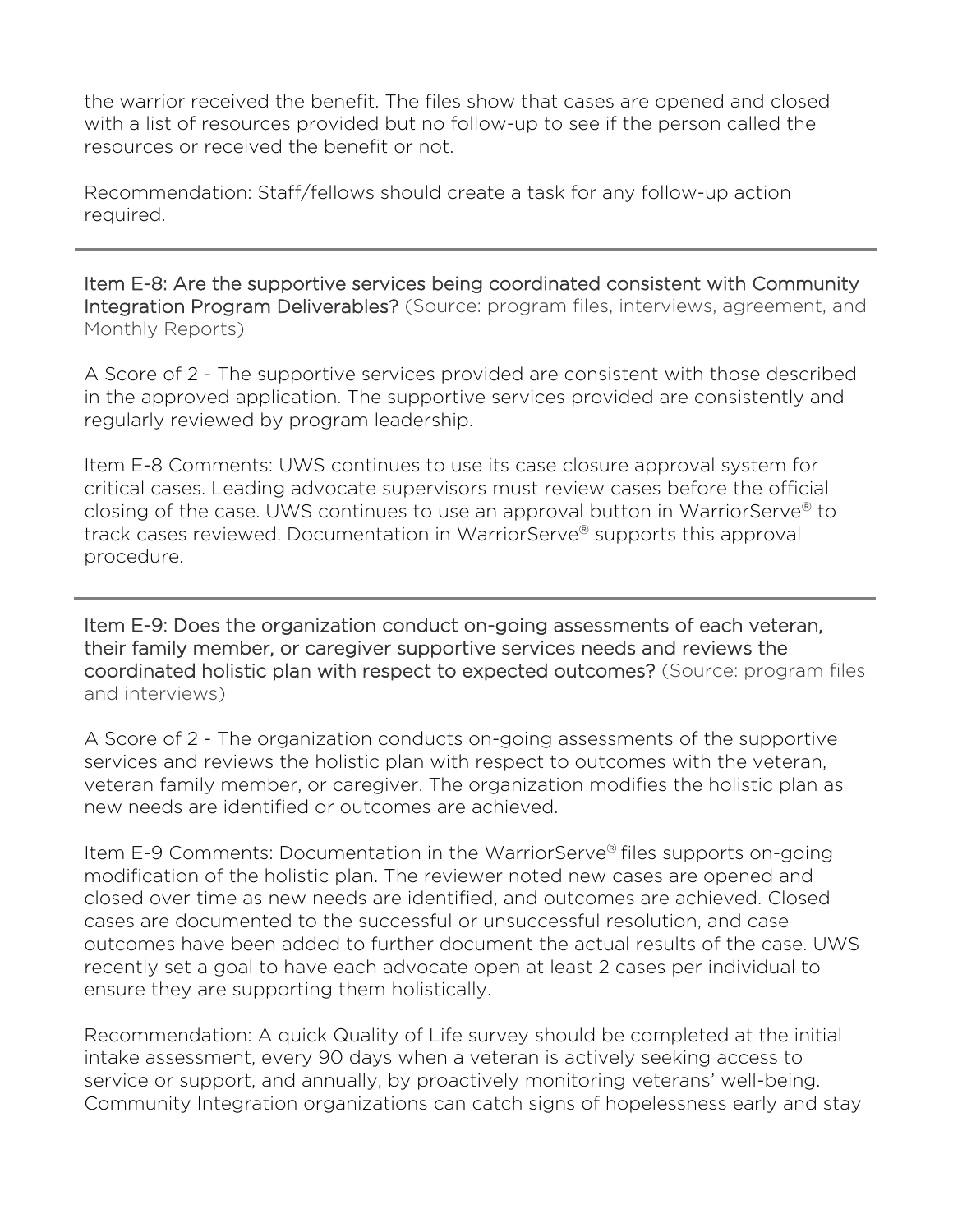the warrior received the benefit. The files show that cases are opened and closed with a list of resources provided but no follow-up to see if the person called the resources or received the benefit or not.

Recommendation: Staff/fellows should create a task for any follow-up action required.

---

**Item E-8: Are the supportive services being coordinated consistent with Community Integration Program Deliverables?** (Source: program files, interviews, agreement, and Monthly Reports)

A Score of 2 - The supportive services provided are consistent with those described in the approved application. The supportive services provided are consistently and regularly reviewed by program leadership.

Item E-8 Comments: UWS continues to use its case closure approval system for critical cases. Leading advocate supervisors must review cases before the official closing of the case. UWS continues to use an approval button in WarriorServe® to track cases reviewed. Documentation in WarriorServe® supports this approval procedure.

---

**Item E-9: Does the organization conduct on-going assessments of each veteran, their family member, or caregiver supportive services needs and reviews the coordinated holistic plan with respect to expected outcomes?** (Source: program files and interviews)

A Score of 2 - The organization conducts on-going assessments of the supportive services and reviews the holistic plan with respect to outcomes with the veteran, veteran family member, or caregiver. The organization modifies the holistic plan as new needs are identified or outcomes are achieved.

Item E-9 Comments: Documentation in the WarriorServe® files supports on-going modification of the holistic plan. The reviewer noted new cases are opened and closed over time as new needs are identified, and outcomes are achieved. Closed cases are documented to the successful or unsuccessful resolution, and case outcomes have been added to further document the actual results of the case. UWS recently set a goal to have each advocate open at least 2 cases per individual to ensure they are supporting them holistically.

Recommendation: A quick Quality of Life survey should be completed at the initial intake assessment, every 90 days when a veteran is actively seeking access to service or support, and annually, by proactively monitoring veterans' well-being. Community Integration organizations can catch signs of hopelessness early and stay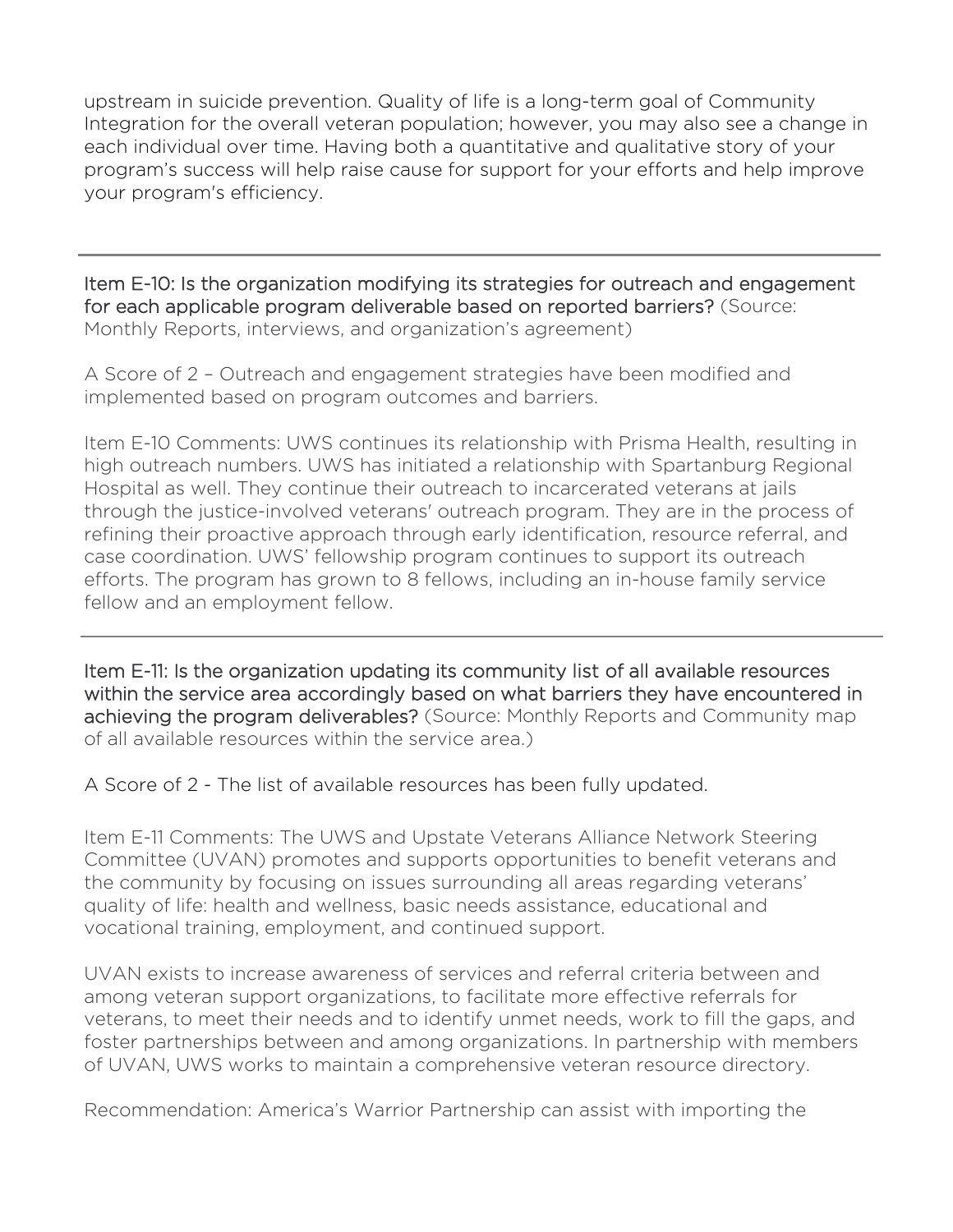upstream in suicide prevention. Quality of life is a long-term goal of Community Integration for the overall veteran population; however, you may also see a change in each individual over time. Having both a quantitative and qualitative story of your program's success will help raise cause for support for your efforts and help improve your program's efficiency.

---

Item E-10: Is the organization modifying its strategies for outreach and engagement for each applicable program deliverable based on reported barriers? (Source: Monthly Reports, interviews, and organization's agreement)

A Score of 2 – Outreach and engagement strategies have been modified and implemented based on program outcomes and barriers.

Item E-10 Comments: UWS continues its relationship with Prisma Health, resulting in high outreach numbers. UWS has initiated a relationship with Spartanburg Regional Hospital as well. They continue their outreach to incarcerated veterans at jails through the justice-involved veterans' outreach program. They are in the process of refining their proactive approach through early identification, resource referral, and case coordination. UWS' fellowship program continues to support its outreach efforts. The program has grown to 8 fellows, including an in-house family service fellow and an employment fellow.

---

Item E-11: Is the organization updating its community list of all available resources within the service area accordingly based on what barriers they have encountered in achieving the program deliverables? (Source: Monthly Reports and Community map of all available resources within the service area.)

A Score of 2 - The list of available resources has been fully updated.

Item E-11 Comments: The UWS and Upstate Veterans Alliance Network Steering Committee (UVAN) promotes and supports opportunities to benefit veterans and the community by focusing on issues surrounding all areas regarding veterans' quality of life: health and wellness, basic needs assistance, educational and vocational training, employment, and continued support.

UVAN exists to increase awareness of services and referral criteria between and among veteran support organizations, to facilitate more effective referrals for veterans, to meet their needs and to identify unmet needs, work to fill the gaps, and foster partnerships between and among organizations. In partnership with members of UVAN, UWS works to maintain a comprehensive veteran resource directory.

Recommendation: America's Warrior Partnership can assist with importing the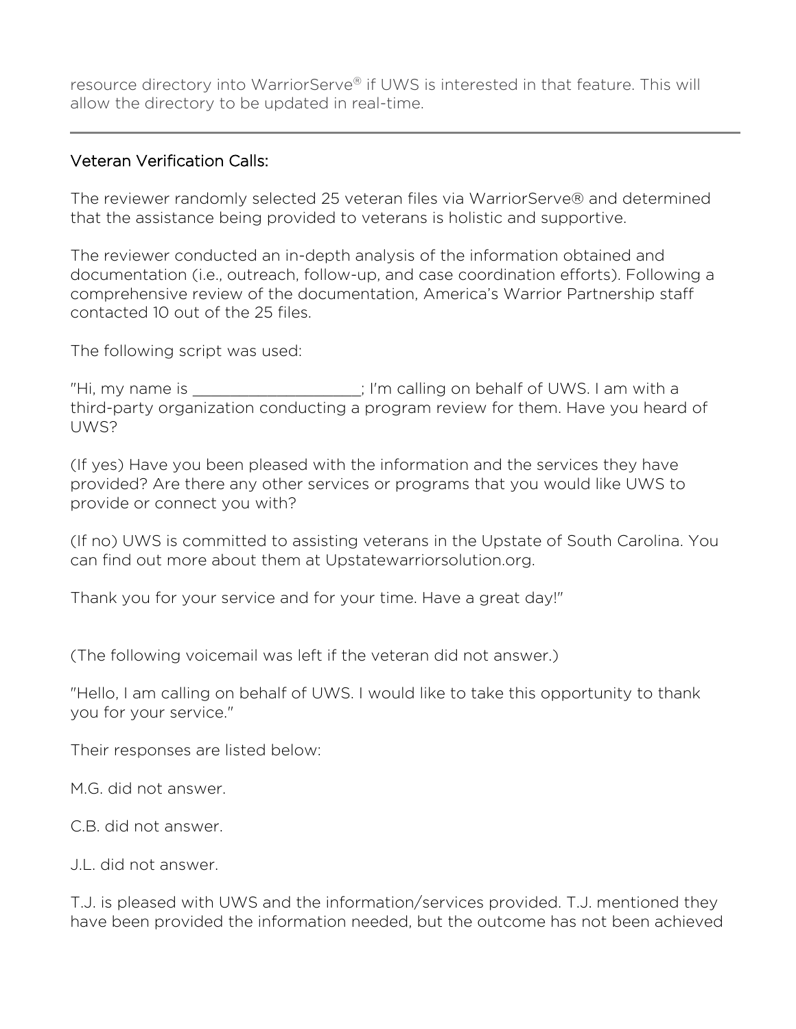resource directory into WarriorServe® if UWS is interested in that feature. This will allow the directory to be updated in real-time.

---

## Veteran Verification Calls:

The reviewer randomly selected 25 veteran files via WarriorServe® and determined that the assistance being provided to veterans is holistic and supportive.

The reviewer conducted an in-depth analysis of the information obtained and documentation (i.e., outreach, follow-up, and case coordination efforts). Following a comprehensive review of the documentation, America's Warrior Partnership staff contacted 10 out of the 25 files.

The following script was used:

"Hi, my name is ____________________; I'm calling on behalf of UWS. I am with a third-party organization conducting a program review for them. Have you heard of UWS?

(If yes) Have you been pleased with the information and the services they have provided? Are there any other services or programs that you would like UWS to provide or connect you with?

(If no) UWS is committed to assisting veterans in the Upstate of South Carolina. You can find out more about them at Upstatewarriorsolution.org.

Thank you for your service and for your time. Have a great day!"

(The following voicemail was left if the veteran did not answer.)

"Hello, I am calling on behalf of UWS. I would like to take this opportunity to thank you for your service."

Their responses are listed below:

M.G. did not answer.

C.B. did not answer.

J.L. did not answer.

T.J. is pleased with UWS and the information/services provided. T.J. mentioned they have been provided the information needed, but the outcome has not been achieved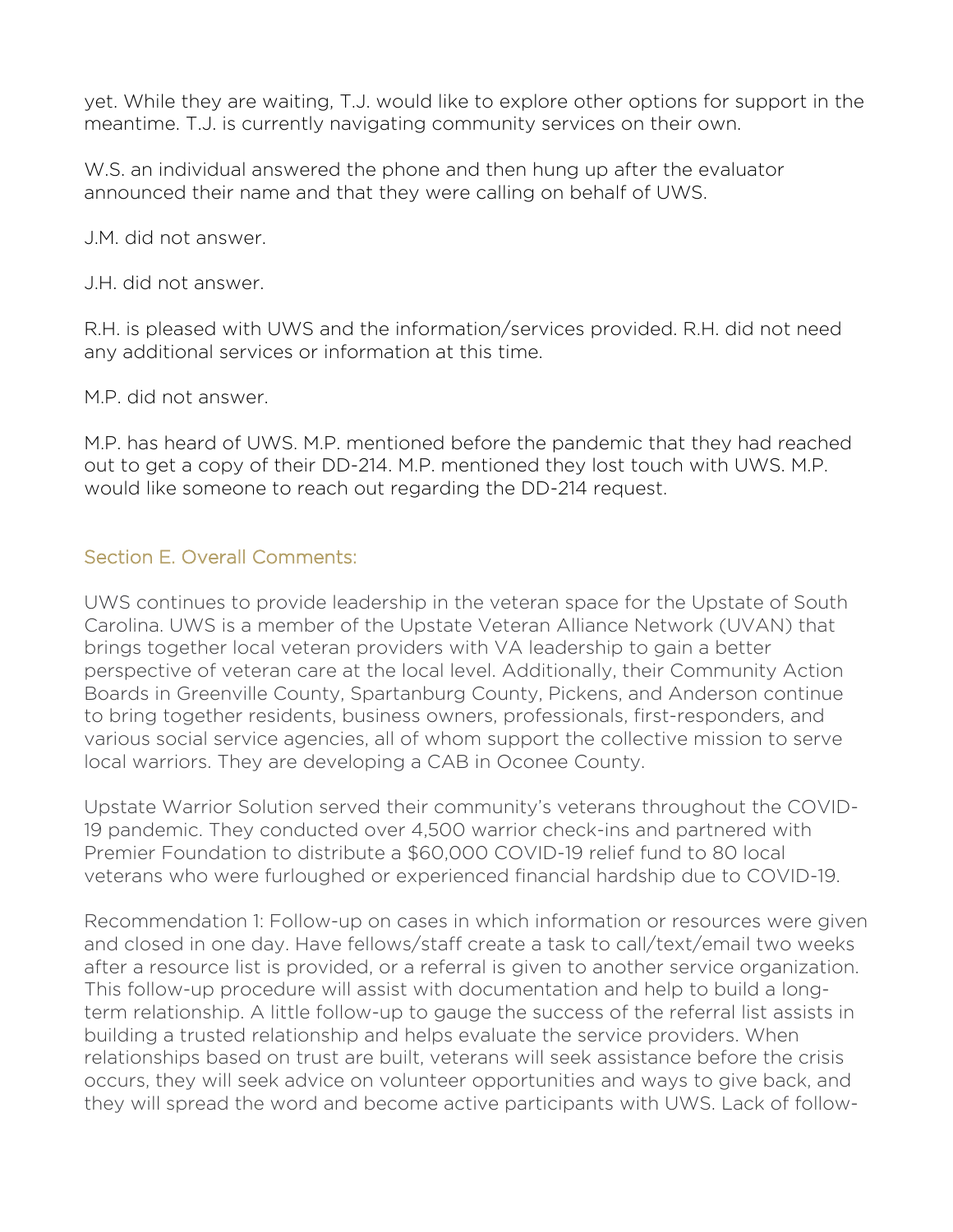yet. While they are waiting, T.J. would like to explore other options for support in the meantime. T.J. is currently navigating community services on their own.

W.S. an individual answered the phone and then hung up after the evaluator announced their name and that they were calling on behalf of UWS.

J.M. did not answer.

J.H. did not answer.

R.H. is pleased with UWS and the information/services provided. R.H. did not need any additional services or information at this time.

M.P. did not answer.

M.P. has heard of UWS. M.P. mentioned before the pandemic that they had reached out to get a copy of their DD-214. M.P. mentioned they lost touch with UWS. M.P. would like someone to reach out regarding the DD-214 request.

## Section E. Overall Comments:

UWS continues to provide leadership in the veteran space for the Upstate of South Carolina. UWS is a member of the Upstate Veteran Alliance Network (UVAN) that brings together local veteran providers with VA leadership to gain a better perspective of veteran care at the local level. Additionally, their Community Action Boards in Greenville County, Spartanburg County, Pickens, and Anderson continue to bring together residents, business owners, professionals, first-responders, and various social service agencies, all of whom support the collective mission to serve local warriors. They are developing a CAB in Oconee County.

Upstate Warrior Solution served their community's veterans throughout the COVID-19 pandemic. They conducted over 4,500 warrior check-ins and partnered with Premier Foundation to distribute a $60,000 COVID-19 relief fund to 80 local veterans who were furloughed or experienced financial hardship due to COVID-19.

Recommendation 1: Follow-up on cases in which information or resources were given and closed in one day. Have fellows/staff create a task to call/text/email two weeks after a resource list is provided, or a referral is given to another service organization. This follow-up procedure will assist with documentation and help to build a long-term relationship. A little follow-up to gauge the success of the referral list assists in building a trusted relationship and helps evaluate the service providers. When relationships based on trust are built, veterans will seek assistance before the crisis occurs, they will seek advice on volunteer opportunities and ways to give back, and they will spread the word and become active participants with UWS. Lack of follow-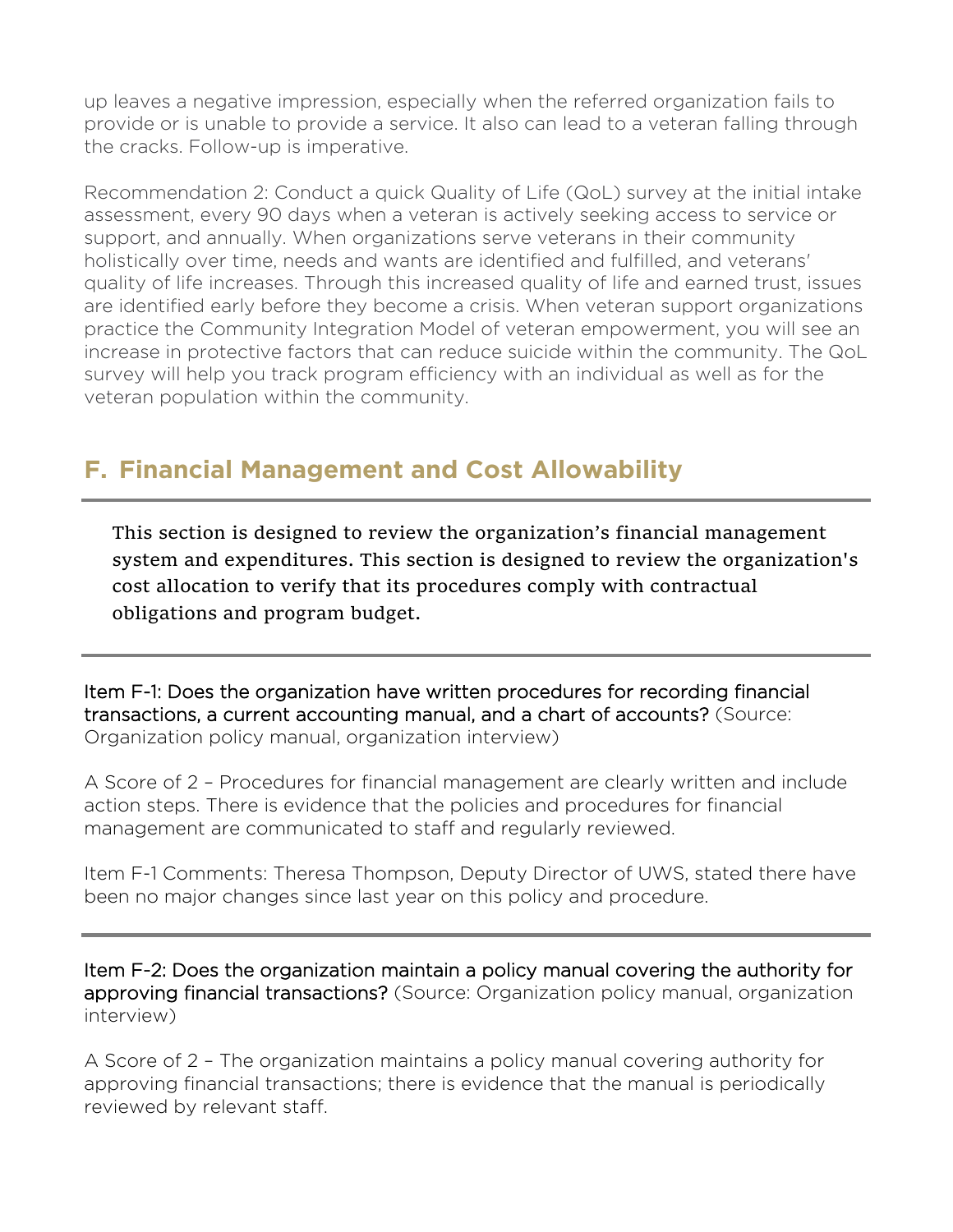up leaves a negative impression, especially when the referred organization fails to provide or is unable to provide a service. It also can lead to a veteran falling through the cracks. Follow-up is imperative.

Recommendation 2: Conduct a quick Quality of Life (QoL) survey at the initial intake assessment, every 90 days when a veteran is actively seeking access to service or support, and annually. When organizations serve veterans in their community holistically over time, needs and wants are identified and fulfilled, and veterans' quality of life increases. Through this increased quality of life and earned trust, issues are identified early before they become a crisis. When veteran support organizations practice the Community Integration Model of veteran empowerment, you will see an increase in protective factors that can reduce suicide within the community. The QoL survey will help you track program efficiency with an individual as well as for the veteran population within the community.

## F. Financial Management and Cost Allowability

---

This section is designed to review the organization's financial management system and expenditures. This section is designed to review the organization's cost allocation to verify that its procedures comply with contractual obligations and program budget.

---

Item F-1: Does the organization have written procedures for recording financial transactions, a current accounting manual, and a chart of accounts? (Source: Organization policy manual, organization interview)

A Score of 2 – Procedures for financial management are clearly written and include action steps. There is evidence that the policies and procedures for financial management are communicated to staff and regularly reviewed.

Item F-1 Comments: Theresa Thompson, Deputy Director of UWS, stated there have been no major changes since last year on this policy and procedure.

---

Item F-2: Does the organization maintain a policy manual covering the authority for approving financial transactions? (Source: Organization policy manual, organization interview)

A Score of 2 – The organization maintains a policy manual covering authority for approving financial transactions; there is evidence that the manual is periodically reviewed by relevant staff.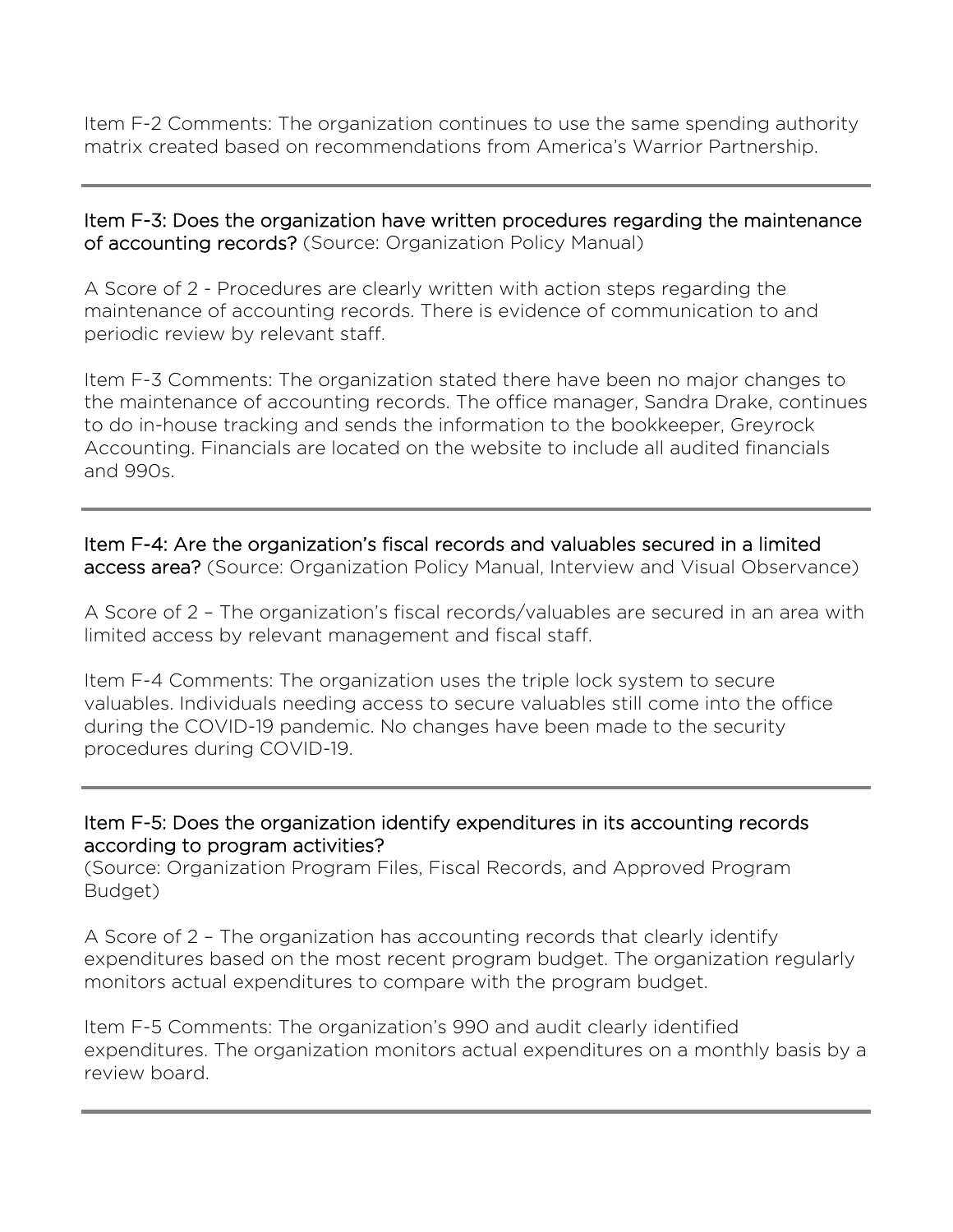Item F-2 Comments: The organization continues to use the same spending authority matrix created based on recommendations from America's Warrior Partnership.

---

### Item F-3: Does the organization have written procedures regarding the maintenance of accounting records? (Source: Organization Policy Manual)

A Score of 2 - Procedures are clearly written with action steps regarding the maintenance of accounting records. There is evidence of communication to and periodic review by relevant staff.

Item F-3 Comments: The organization stated there have been no major changes to the maintenance of accounting records. The office manager, Sandra Drake, continues to do in-house tracking and sends the information to the bookkeeper, Greyrock Accounting. Financials are located on the website to include all audited financials and 990s.

---

### Item F-4: Are the organization's fiscal records and valuables secured in a limited access area? (Source: Organization Policy Manual, Interview and Visual Observance)

A Score of 2 – The organization's fiscal records/valuables are secured in an area with limited access by relevant management and fiscal staff.

Item F-4 Comments: The organization uses the triple lock system to secure valuables. Individuals needing access to secure valuables still come into the office during the COVID-19 pandemic. No changes have been made to the security procedures during COVID-19.

---

### Item F-5: Does the organization identify expenditures in its accounting records according to program activities?

(Source: Organization Program Files, Fiscal Records, and Approved Program Budget)

A Score of 2 – The organization has accounting records that clearly identify expenditures based on the most recent program budget. The organization regularly monitors actual expenditures to compare with the program budget.

Item F-5 Comments: The organization's 990 and audit clearly identified expenditures. The organization monitors actual expenditures on a monthly basis by a review board.

---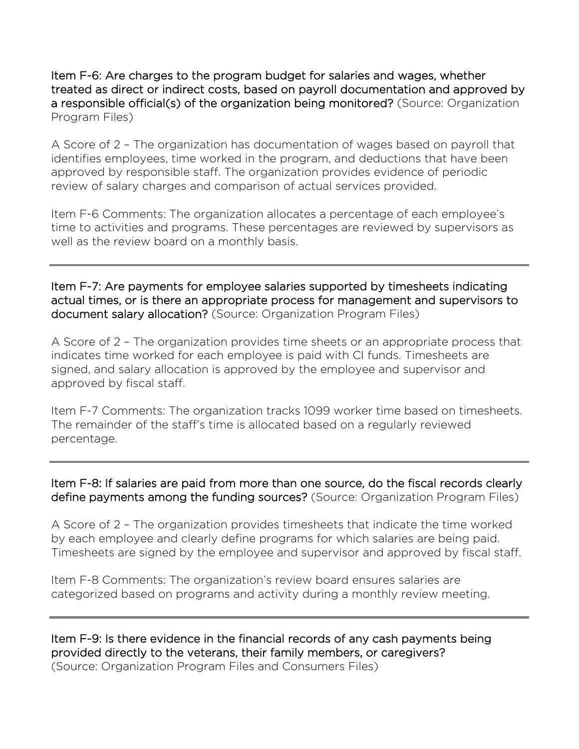Item F-6: Are charges to the program budget for salaries and wages, whether treated as direct or indirect costs, based on payroll documentation and approved by a responsible official(s) of the organization being monitored? (Source: Organization Program Files)

A Score of 2 – The organization has documentation of wages based on payroll that identifies employees, time worked in the program, and deductions that have been approved by responsible staff. The organization provides evidence of periodic review of salary charges and comparison of actual services provided.

Item F-6 Comments: The organization allocates a percentage of each employee's time to activities and programs. These percentages are reviewed by supervisors as well as the review board on a monthly basis.

---

Item F-7: Are payments for employee salaries supported by timesheets indicating actual times, or is there an appropriate process for management and supervisors to document salary allocation? (Source: Organization Program Files)

A Score of 2 – The organization provides time sheets or an appropriate process that indicates time worked for each employee is paid with CI funds. Timesheets are signed, and salary allocation is approved by the employee and supervisor and approved by fiscal staff.

Item F-7 Comments: The organization tracks 1099 worker time based on timesheets. The remainder of the staff's time is allocated based on a regularly reviewed percentage.

---

Item F-8: If salaries are paid from more than one source, do the fiscal records clearly define payments among the funding sources? (Source: Organization Program Files)

A Score of 2 – The organization provides timesheets that indicate the time worked by each employee and clearly define programs for which salaries are being paid. Timesheets are signed by the employee and supervisor and approved by fiscal staff.

Item F-8 Comments: The organization's review board ensures salaries are categorized based on programs and activity during a monthly review meeting.

---

Item F-9: Is there evidence in the financial records of any cash payments being provided directly to the veterans, their family members, or caregivers? (Source: Organization Program Files and Consumers Files)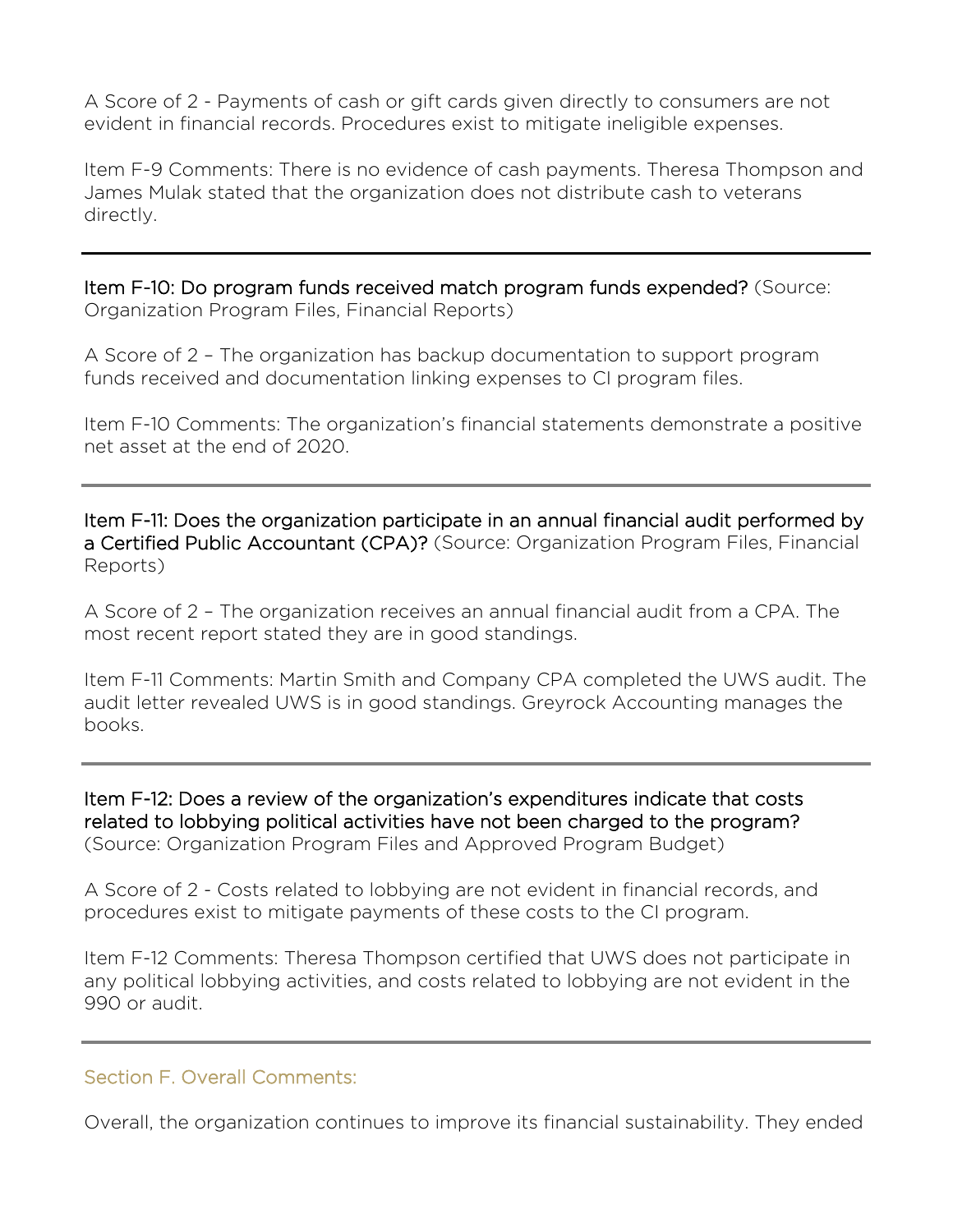A Score of 2 - Payments of cash or gift cards given directly to consumers are not evident in financial records. Procedures exist to mitigate ineligible expenses.

Item F-9 Comments: There is no evidence of cash payments. Theresa Thompson and James Mulak stated that the organization does not distribute cash to veterans directly.

---

**Item F-10: Do program funds received match program funds expended?** (Source: Organization Program Files, Financial Reports)

A Score of 2 – The organization has backup documentation to support program funds received and documentation linking expenses to CI program files.

Item F-10 Comments: The organization's financial statements demonstrate a positive net asset at the end of 2020.

---

**Item F-11: Does the organization participate in an annual financial audit performed by a Certified Public Accountant (CPA)?** (Source: Organization Program Files, Financial Reports)

A Score of 2 – The organization receives an annual financial audit from a CPA. The most recent report stated they are in good standings.

Item F-11 Comments: Martin Smith and Company CPA completed the UWS audit. The audit letter revealed UWS is in good standings. Greyrock Accounting manages the books.

---

**Item F-12: Does a review of the organization's expenditures indicate that costs related to lobbying political activities have not been charged to the program?** (Source: Organization Program Files and Approved Program Budget)

A Score of 2 - Costs related to lobbying are not evident in financial records, and procedures exist to mitigate payments of these costs to the CI program.

Item F-12 Comments: Theresa Thompson certified that UWS does not participate in any political lobbying activities, and costs related to lobbying are not evident in the 990 or audit.

---

### Section F. Overall Comments:

Overall, the organization continues to improve its financial sustainability. They ended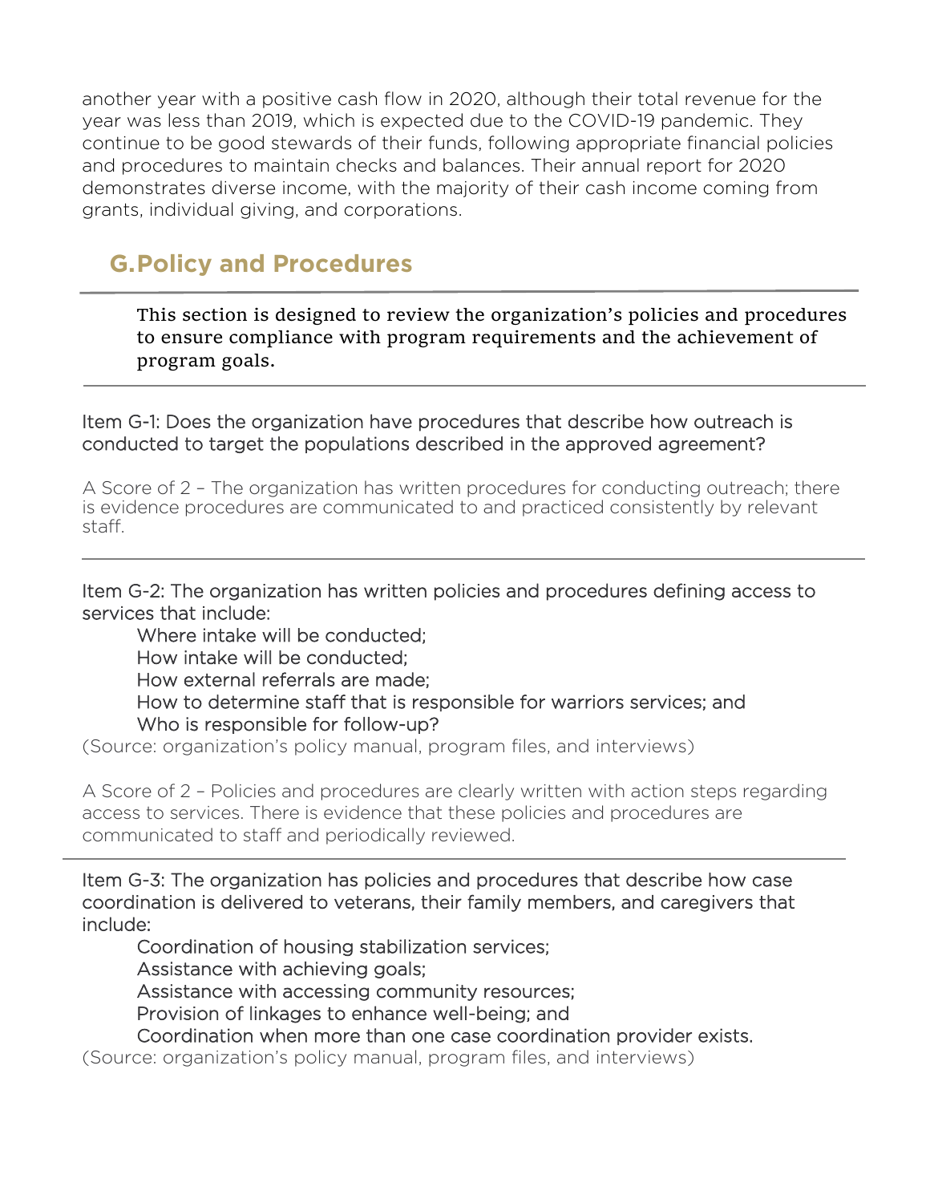another year with a positive cash flow in 2020, although their total revenue for the year was less than 2019, which is expected due to the COVID-19 pandemic. They continue to be good stewards of their funds, following appropriate financial policies and procedures to maintain checks and balances. Their annual report for 2020 demonstrates diverse income, with the majority of their cash income coming from grants, individual giving, and corporations.

## G.Policy and Procedures

---

This section is designed to review the organization's policies and procedures to ensure compliance with program requirements and the achievement of program goals.

---

Item G-1: Does the organization have procedures that describe how outreach is conducted to target the populations described in the approved agreement?

A Score of 2 – The organization has written procedures for conducting outreach; there is evidence procedures are communicated to and practiced consistently by relevant staff.

---

Item G-2: The organization has written policies and procedures defining access to services that include:

- Where intake will be conducted;
- How intake will be conducted;
- How external referrals are made;
- How to determine staff that is responsible for warriors services; and
- Who is responsible for follow-up?

(Source: organization's policy manual, program files, and interviews)

A Score of 2 – Policies and procedures are clearly written with action steps regarding access to services. There is evidence that these policies and procedures are communicated to staff and periodically reviewed.

---

Item G-3: The organization has policies and procedures that describe how case coordination is delivered to veterans, their family members, and caregivers that include:

- Coordination of housing stabilization services;
- Assistance with achieving goals;
- Assistance with accessing community resources;
- Provision of linkages to enhance well-being; and
- Coordination when more than one case coordination provider exists.

(Source: organization's policy manual, program files, and interviews)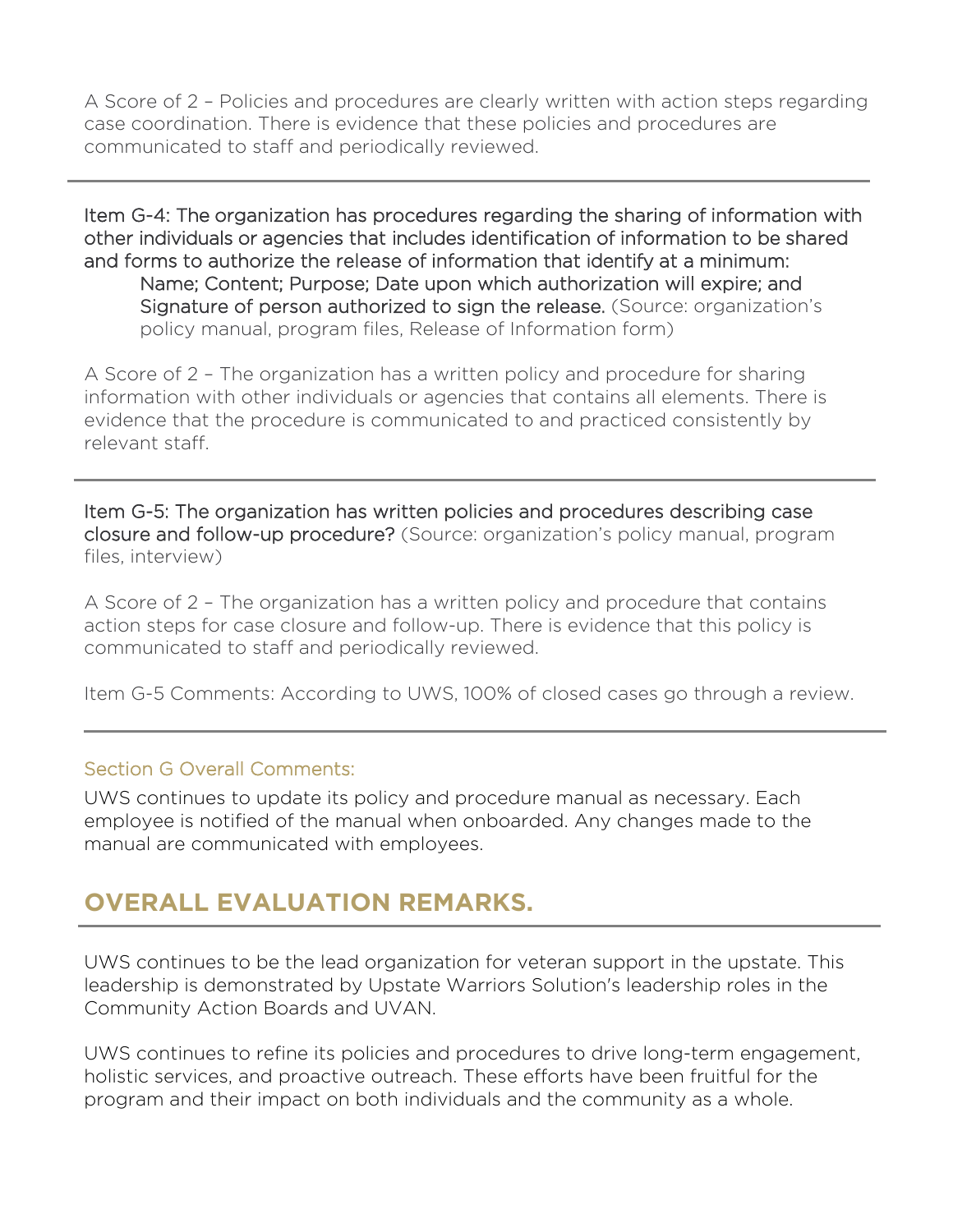A Score of 2 – Policies and procedures are clearly written with action steps regarding case coordination. There is evidence that these policies and procedures are communicated to staff and periodically reviewed.

---

Item G-4: The organization has procedures regarding the sharing of information with other individuals or agencies that includes identification of information to be shared and forms to authorize the release of information that identify at a minimum:

> Name; Content; Purpose; Date upon which authorization will expire; and Signature of person authorized to sign the release. (Source: organization's policy manual, program files, Release of Information form)

A Score of 2 – The organization has a written policy and procedure for sharing information with other individuals or agencies that contains all elements. There is evidence that the procedure is communicated to and practiced consistently by relevant staff.

---

Item G-5: The organization has written policies and procedures describing case closure and follow-up procedure? (Source: organization's policy manual, program files, interview)

A Score of 2 – The organization has a written policy and procedure that contains action steps for case closure and follow-up. There is evidence that this policy is communicated to staff and periodically reviewed.

Item G-5 Comments: According to UWS, 100% of closed cases go through a review.

---

### Section G Overall Comments:

UWS continues to update its policy and procedure manual as necessary. Each employee is notified of the manual when onboarded. Any changes made to the manual are communicated with employees.

## OVERALL EVALUATION REMARKS.

UWS continues to be the lead organization for veteran support in the upstate. This leadership is demonstrated by Upstate Warriors Solution's leadership roles in the Community Action Boards and UVAN.

UWS continues to refine its policies and procedures to drive long-term engagement, holistic services, and proactive outreach. These efforts have been fruitful for the program and their impact on both individuals and the community as a whole.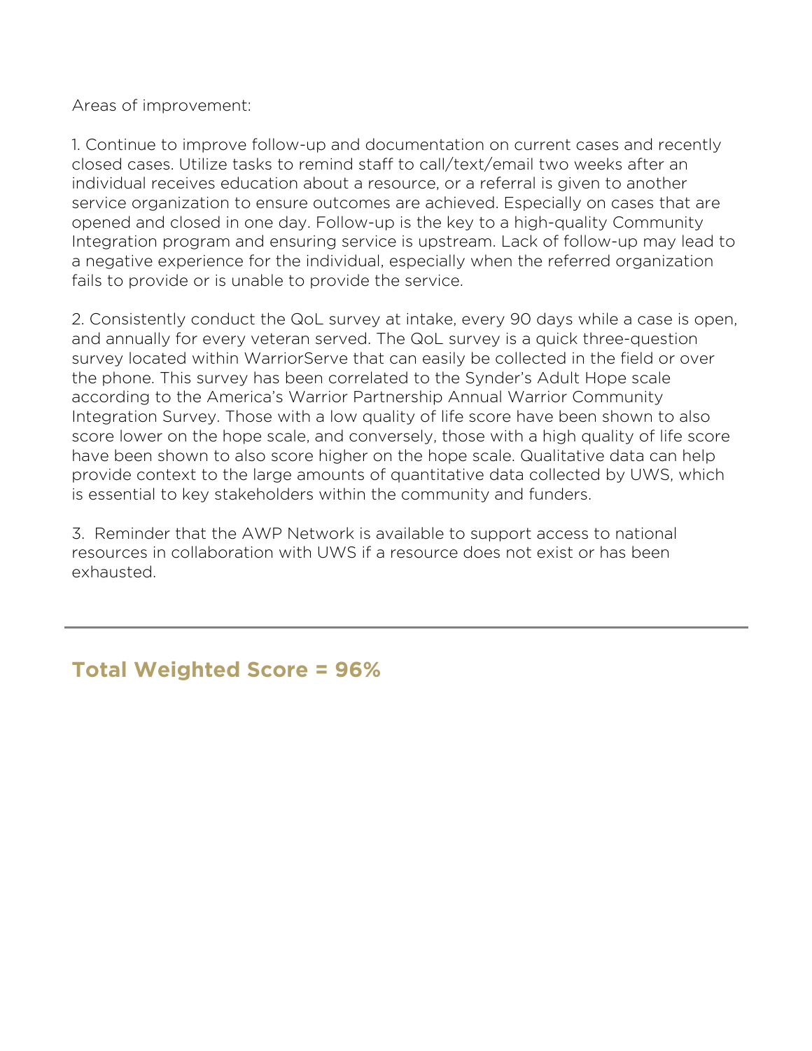Areas of improvement:

1. Continue to improve follow-up and documentation on current cases and recently closed cases. Utilize tasks to remind staff to call/text/email two weeks after an individual receives education about a resource, or a referral is given to another service organization to ensure outcomes are achieved. Especially on cases that are opened and closed in one day. Follow-up is the key to a high-quality Community Integration program and ensuring service is upstream. Lack of follow-up may lead to a negative experience for the individual, especially when the referred organization fails to provide or is unable to provide the service.

2. Consistently conduct the QoL survey at intake, every 90 days while a case is open, and annually for every veteran served. The QoL survey is a quick three-question survey located within WarriorServe that can easily be collected in the field or over the phone. This survey has been correlated to the Synder's Adult Hope scale according to the America's Warrior Partnership Annual Warrior Community Integration Survey. Those with a low quality of life score have been shown to also score lower on the hope scale, and conversely, those with a high quality of life score have been shown to also score higher on the hope scale. Qualitative data can help provide context to the large amounts of quantitative data collected by UWS, which is essential to key stakeholders within the community and funders.

3. Reminder that the AWP Network is available to support access to national resources in collaboration with UWS if a resource does not exist or has been exhausted.

---

## Total Weighted Score = 96%